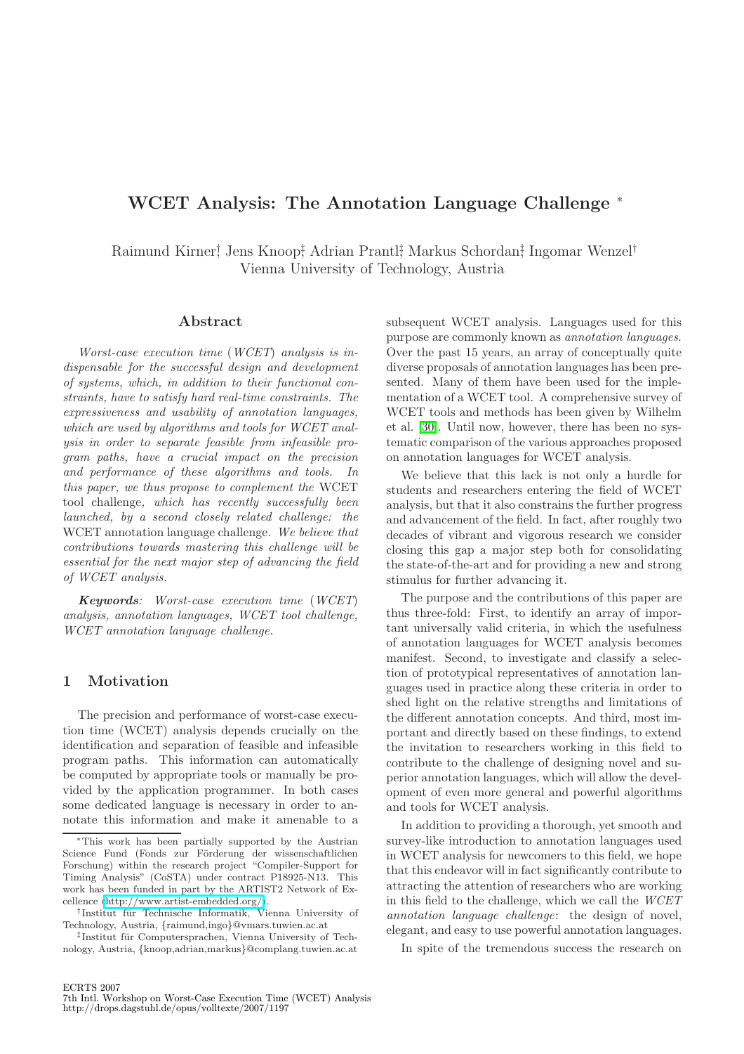# WCET Analysis: The Annotation Language Challenge [*]

Raimund Kirner[†], Jens Knoop[‡], Adrian Prantl[‡], Markus Schordan[‡], Ingomar Wenzel[†]
Vienna University of Technology, Austria

## Abstract

*Worst-case execution time (WCET) analysis is indispensable for the successful design and development of systems, which, in addition to their functional constraints, have to satisfy hard real-time constraints. The expressiveness and usability of annotation languages, which are used by algorithms and tools for WCET analysis in order to separate feasible from infeasible program paths, have a crucial impact on the precision and performance of these algorithms and tools. In this paper, we thus propose to complement the* WCET tool challenge*, which has recently successfully been launched, by a second closely related challenge: the* WCET annotation language challenge*. We believe that contributions towards mastering this challenge will be essential for the next major step of advancing the field of WCET analysis.*

***Keywords**: Worst-case execution time (WCET) analysis, annotation languages, WCET tool challenge, WCET annotation language challenge.*

## 1 Motivation

The precision and performance of worst-case execution time (WCET) analysis depends crucially on the identification and separation of feasible and infeasible program paths. This information can automatically be computed by appropriate tools or manually be provided by the application programmer. In both cases some dedicated language is necessary in order to annotate this information and make it amenable to a subsequent WCET analysis. Languages used for this purpose are commonly known as *annotation languages*. Over the past 15 years, an array of conceptually quite diverse proposals of annotation languages has been presented. Many of them have been used for the implementation of a WCET tool. A comprehensive survey of WCET tools and methods has been given by Wilhelm et al. [30]. Until now, however, there has been no systematic comparison of the various approaches proposed on annotation languages for WCET analysis.

We believe that this lack is not only a hurdle for students and researchers entering the field of WCET analysis, but that it also constrains the further progress and advancement of the field. In fact, after roughly two decades of vibrant and vigorous research we consider closing this gap a major step both for consolidating the state-of-the-art and for providing a new and strong stimulus for further advancing it.

The purpose and the contributions of this paper are thus three-fold: First, to identify an array of important universally valid criteria, in which the usefulness of annotation languages for WCET analysis becomes manifest. Second, to investigate and classify a selection of prototypical representatives of annotation languages used in practice along these criteria in order to shed light on the relative strengths and limitations of the different annotation concepts. And third, most important and directly based on these findings, to extend the invitation to researchers working in this field to contribute to the challenge of designing novel and superior annotation languages, which will allow the development of even more general and powerful algorithms and tools for WCET analysis.

In addition to providing a thorough, yet smooth and survey-like introduction to annotation languages used in WCET analysis for newcomers to this field, we hope that this endeavor will in fact significantly contribute to attracting the attention of researchers who are working in this field to the challenge, which we call the *WCET annotation language challenge*: the design of novel, elegant, and easy to use powerful annotation languages.

In spite of the tremendous success the research on

---

[*] This work has been partially supported by the Austrian Science Fund (Fonds zur Förderung der wissenschaftlichen Forschung) within the research project "Compiler-Support for Timing Analysis" (CoSTA) under contract P18925-N13. This work has been funded in part by the ARTIST2 Network of Excellence (http://www.artist-embedded.org/).

[†] Institut für Technische Informatik, Vienna University of Technology, Austria, {raimund,ingo}@vmars.tuwien.ac.at

[‡] Institut für Computersprachen, Vienna University of Technology, Austria, {knoop,adrian,markus}@complang.tuwien.ac.at

ECRTS 2007
7th Intl. Workshop on Worst-Case Execution Time (WCET) Analysis
http://drops.dagstuhl.de/opus/volltexte/2007/1197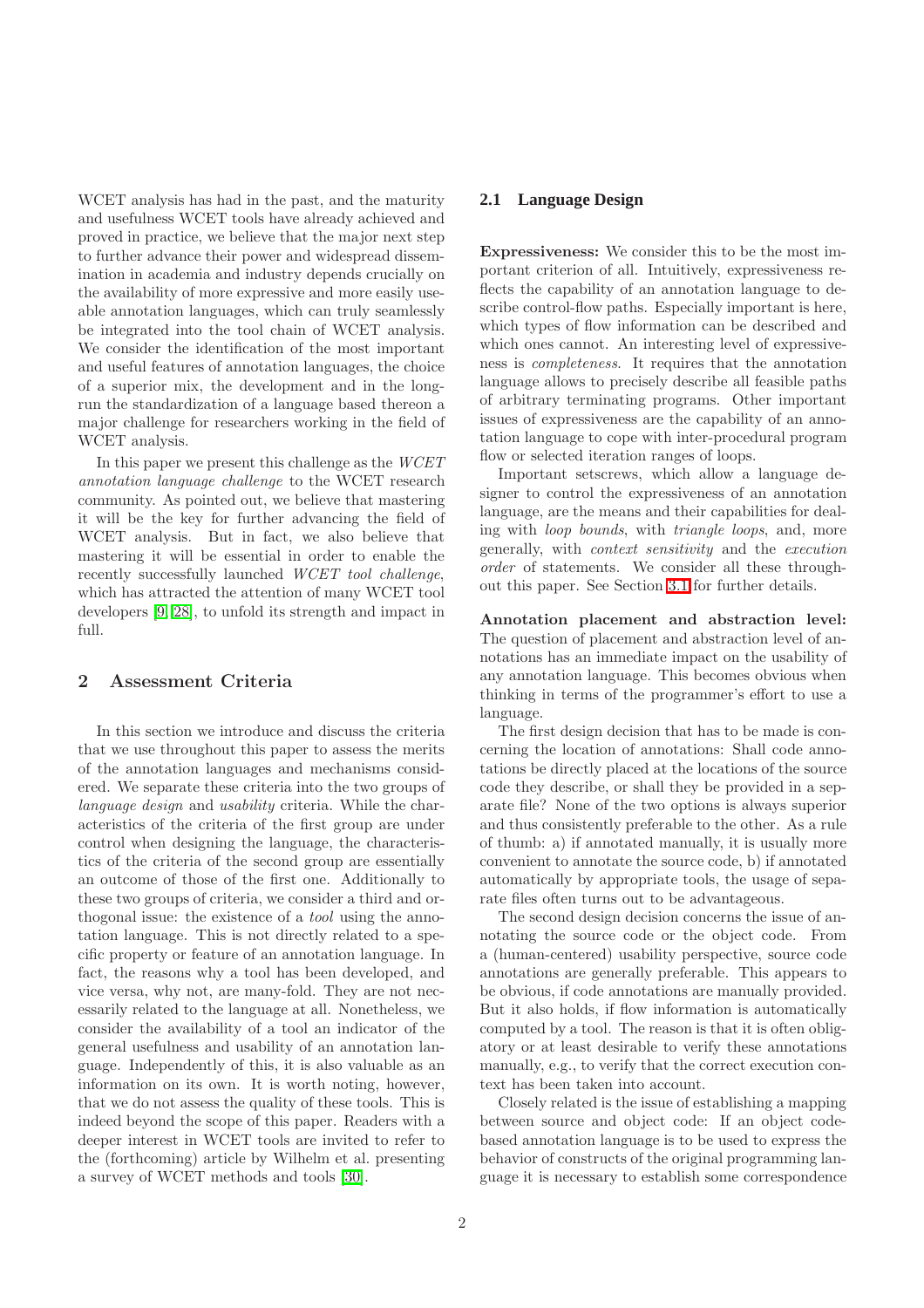WCET analysis has had in the past, and the maturity and usefulness WCET tools have already achieved and proved in practice, we believe that the major next step to further advance their power and widespread dissemination in academia and industry depends crucially on the availability of more expressive and more easily useable annotation languages, which can truly seamlessly be integrated into the tool chain of WCET analysis. We consider the identification of the most important and useful features of annotation languages, the choice of a superior mix, the development and in the long-run the standardization of a language based thereon a major challenge for researchers working in the field of WCET analysis.

In this paper we present this challenge as the *WCET annotation language challenge* to the WCET research community. As pointed out, we believe that mastering it will be the key for further advancing the field of WCET analysis. But in fact, we also believe that mastering it will be essential in order to enable the recently successfully launched *WCET tool challenge*, which has attracted the attention of many WCET tool developers [9, 28], to unfold its strength and impact in full.

## 2 Assessment Criteria

In this section we introduce and discuss the criteria that we use throughout this paper to assess the merits of the annotation languages and mechanisms considered. We separate these criteria into the two groups of *language design* and *usability* criteria. While the characteristics of the criteria of the first group are under control when designing the language, the characteristics of the criteria of the second group are essentially an outcome of those of the first one. Additionally to these two groups of criteria, we consider a third and orthogonal issue: the existence of a *tool* using the annotation language. This is not directly related to a specific property or feature of an annotation language. In fact, the reasons why a tool has been developed, and vice versa, why not, are many-fold. They are not necessarily related to the language at all. Nonetheless, we consider the availability of a tool an indicator of the general usefulness and usability of an annotation language. Independently of this, it is also valuable as an information on its own. It is worth noting, however, that we do not assess the quality of these tools. This is indeed beyond the scope of this paper. Readers with a deeper interest in WCET tools are invited to refer to the (forthcoming) article by Wilhelm et al. presenting a survey of WCET methods and tools [30].

### 2.1 Language Design

**Expressiveness:** We consider this to be the most important criterion of all. Intuitively, expressiveness reflects the capability of an annotation language to describe control-flow paths. Especially important is here, which types of flow information can be described and which ones cannot. An interesting level of expressiveness is *completeness*. It requires that the annotation language allows to precisely describe all feasible paths of arbitrary terminating programs. Other important issues of expressiveness are the capability of an annotation language to cope with inter-procedural program flow or selected iteration ranges of loops.

Important setscrews, which allow a language designer to control the expressiveness of an annotation language, are the means and their capabilities for dealing with *loop bounds*, with *triangle loops*, and, more generally, with *context sensitivity* and the *execution order* of statements. We consider all these throughout this paper. See Section 3.1 for further details.

**Annotation placement and abstraction level:** The question of placement and abstraction level of annotations has an immediate impact on the usability of any annotation language. This becomes obvious when thinking in terms of the programmer's effort to use a language.

The first design decision that has to be made is concerning the location of annotations: Shall code annotations be directly placed at the locations of the source code they describe, or shall they be provided in a separate file? None of the two options is always superior and thus consistently preferable to the other. As a rule of thumb: a) if annotated manually, it is usually more convenient to annotate the source code, b) if annotated automatically by appropriate tools, the usage of separate files often turns out to be advantageous.

The second design decision concerns the issue of annotating the source code or the object code. From a (human-centered) usability perspective, source code annotations are generally preferable. This appears to be obvious, if code annotations are manually provided. But it also holds, if flow information is automatically computed by a tool. The reason is that it is often obligatory or at least desirable to verify these annotations manually, e.g., to verify that the correct execution context has been taken into account.

Closely related is the issue of establishing a mapping between source and object code: If an object code-based annotation language is to be used to express the behavior of constructs of the original programming language it is necessary to establish some correspondence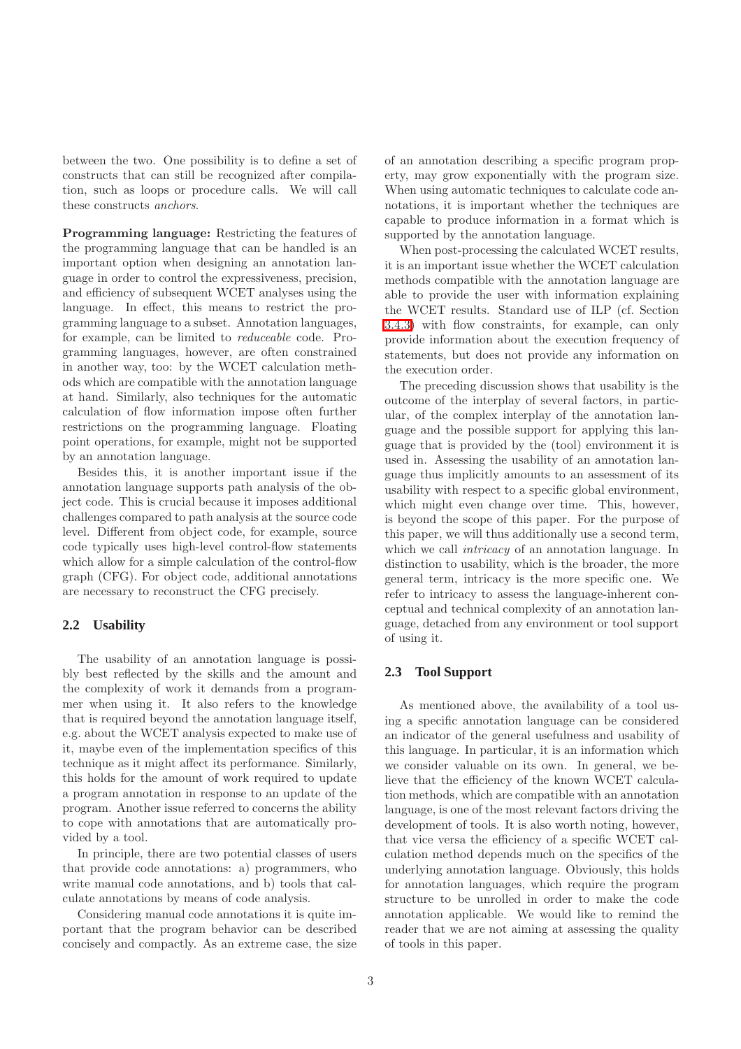between the two. One possibility is to define a set of constructs that can still be recognized after compilation, such as loops or procedure calls. We will call these constructs *anchors*.

**Programming language:** Restricting the features of the programming language that can be handled is an important option when designing an annotation language in order to control the expressiveness, precision, and efficiency of subsequent WCET analyses using the language. In effect, this means to restrict the programming language to a subset. Annotation languages, for example, can be limited to *reduceable* code. Programming languages, however, are often constrained in another way, too: by the WCET calculation methods which are compatible with the annotation language at hand. Similarly, also techniques for the automatic calculation of flow information impose often further restrictions on the programming language. Floating point operations, for example, might not be supported by an annotation language.

Besides this, it is another important issue if the annotation language supports path analysis of the object code. This is crucial because it imposes additional challenges compared to path analysis at the source code level. Different from object code, for example, source code typically uses high-level control-flow statements which allow for a simple calculation of the control-flow graph (CFG). For object code, additional annotations are necessary to reconstruct the CFG precisely.

## 2.2 Usability

The usability of an annotation language is possibly best reflected by the skills and the amount and the complexity of work it demands from a programmer when using it. It also refers to the knowledge that is required beyond the annotation language itself, e.g. about the WCET analysis expected to make use of it, maybe even of the implementation specifics of this technique as it might affect its performance. Similarly, this holds for the amount of work required to update a program annotation in response to an update of the program. Another issue referred to concerns the ability to cope with annotations that are automatically provided by a tool.

In principle, there are two potential classes of users that provide code annotations: a) programmers, who write manual code annotations, and b) tools that calculate annotations by means of code analysis.

Considering manual code annotations it is quite important that the program behavior can be described concisely and compactly. As an extreme case, the size of an annotation describing a specific program property, may grow exponentially with the program size. When using automatic techniques to calculate code annotations, it is important whether the techniques are capable to produce information in a format which is supported by the annotation language.

When post-processing the calculated WCET results, it is an important issue whether the WCET calculation methods compatible with the annotation language are able to provide the user with information explaining the WCET results. Standard use of ILP (cf. Section 3.4.3) with flow constraints, for example, can only provide information about the execution frequency of statements, but does not provide any information on the execution order.

The preceding discussion shows that usability is the outcome of the interplay of several factors, in particular, of the complex interplay of the annotation language and the possible support for applying this language that is provided by the (tool) environment it is used in. Assessing the usability of an annotation language thus implicitly amounts to an assessment of its usability with respect to a specific global environment, which might even change over time. This, however, is beyond the scope of this paper. For the purpose of this paper, we will thus additionally use a second term, which we call *intricacy* of an annotation language. In distinction to usability, which is the broader, the more general term, intricacy is the more specific one. We refer to intricacy to assess the language-inherent conceptual and technical complexity of an annotation language, detached from any environment or tool support of using it.

## 2.3 Tool Support

As mentioned above, the availability of a tool using a specific annotation language can be considered an indicator of the general usefulness and usability of this language. In particular, it is an information which we consider valuable on its own. In general, we believe that the efficiency of the known WCET calculation methods, which are compatible with an annotation language, is one of the most relevant factors driving the development of tools. It is also worth noting, however, that vice versa the efficiency of a specific WCET calculation method depends much on the specifics of the underlying annotation language. Obviously, this holds for annotation languages, which require the program structure to be unrolled in order to make the code annotation applicable. We would like to remind the reader that we are not aiming at assessing the quality of tools in this paper.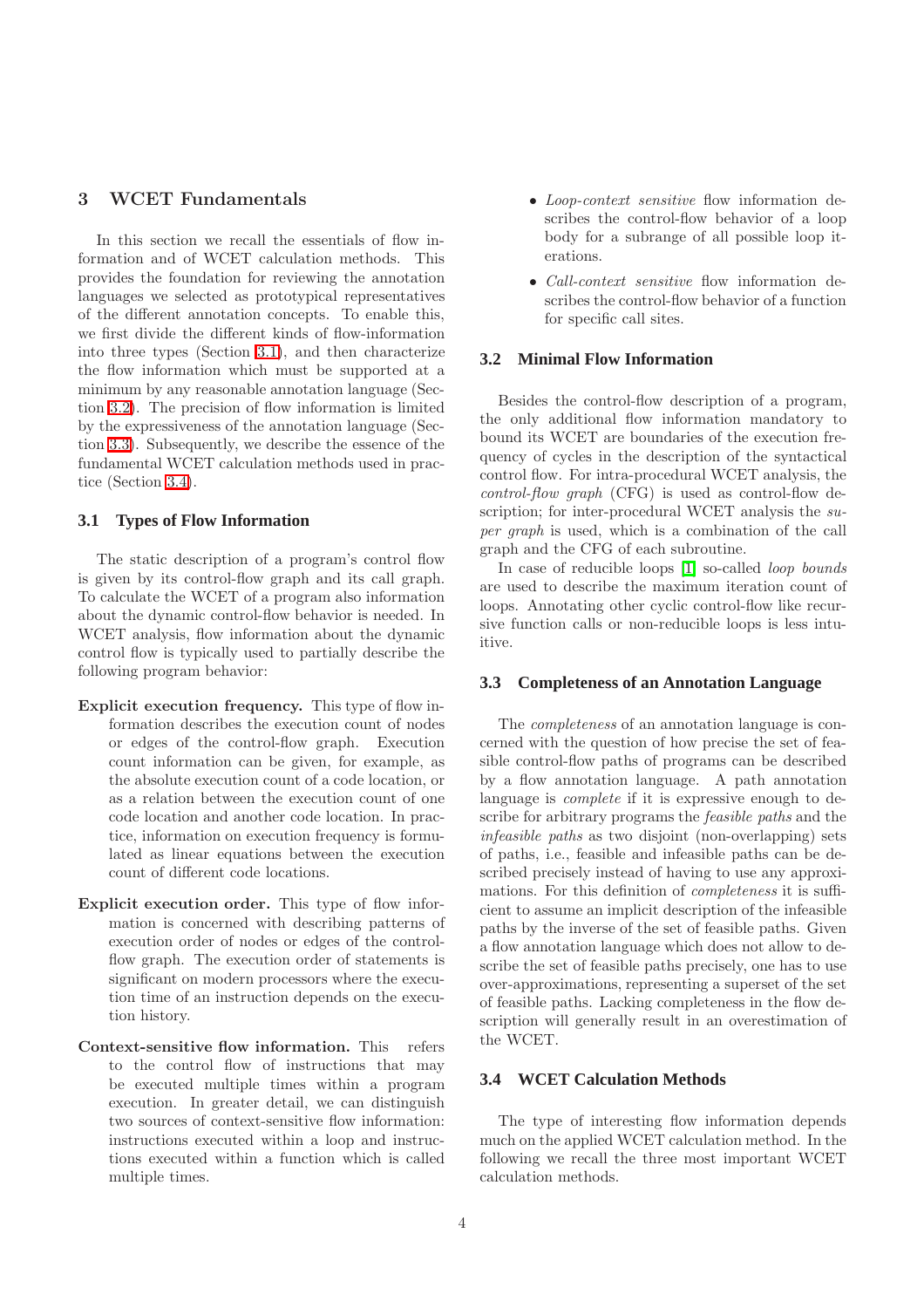## 3 WCET Fundamentals

In this section we recall the essentials of flow information and of WCET calculation methods. This provides the foundation for reviewing the annotation languages we selected as prototypical representatives of the different annotation concepts. To enable this, we first divide the different kinds of flow-information into three types (Section 3.1), and then characterize the flow information which must be supported at a minimum by any reasonable annotation language (Section 3.2). The precision of flow information is limited by the expressiveness of the annotation language (Section 3.3). Subsequently, we describe the essence of the fundamental WCET calculation methods used in practice (Section 3.4).

### 3.1 Types of Flow Information

The static description of a program's control flow is given by its control-flow graph and its call graph. To calculate the WCET of a program also information about the dynamic control-flow behavior is needed. In WCET analysis, flow information about the dynamic control flow is typically used to partially describe the following program behavior:

**Explicit execution frequency.** This type of flow information describes the execution count of nodes or edges of the control-flow graph. Execution count information can be given, for example, as the absolute execution count of a code location, or as a relation between the execution count of one code location and another code location. In practice, information on execution frequency is formulated as linear equations between the execution count of different code locations.

**Explicit execution order.** This type of flow information is concerned with describing patterns of execution order of nodes or edges of the control-flow graph. The execution order of statements is significant on modern processors where the execution time of an instruction depends on the execution history.

**Context-sensitive flow information.** This refers to the control flow of instructions that may be executed multiple times within a program execution. In greater detail, we can distinguish two sources of context-sensitive flow information: instructions executed within a loop and instructions executed within a function which is called multiple times.

- *Loop-context sensitive* flow information describes the control-flow behavior of a loop body for a subrange of all possible loop iterations.
- *Call-context sensitive* flow information describes the control-flow behavior of a function for specific call sites.

### 3.2 Minimal Flow Information

Besides the control-flow description of a program, the only additional flow information mandatory to bound its WCET are boundaries of the execution frequency of cycles in the description of the syntactical control flow. For intra-procedural WCET analysis, the *control-flow graph* (CFG) is used as control-flow description; for inter-procedural WCET analysis the *super graph* is used, which is a combination of the call graph and the CFG of each subroutine.

In case of reducible loops [1] so-called *loop bounds* are used to describe the maximum iteration count of loops. Annotating other cyclic control-flow like recursive function calls or non-reducible loops is less intuitive.

### 3.3 Completeness of an Annotation Language

The *completeness* of an annotation language is concerned with the question of how precise the set of feasible control-flow paths of programs can be described by a flow annotation language. A path annotation language is *complete* if it is expressive enough to describe for arbitrary programs the *feasible paths* and the *infeasible paths* as two disjoint (non-overlapping) sets of paths, i.e., feasible and infeasible paths can be described precisely instead of having to use any approximations. For this definition of *completeness* it is sufficient to assume an implicit description of the infeasible paths by the inverse of the set of feasible paths. Given a flow annotation language which does not allow to describe the set of feasible paths precisely, one has to use over-approximations, representing a superset of the set of feasible paths. Lacking completeness in the flow description will generally result in an overestimation of the WCET.

### 3.4 WCET Calculation Methods

The type of interesting flow information depends much on the applied WCET calculation method. In the following we recall the three most important WCET calculation methods.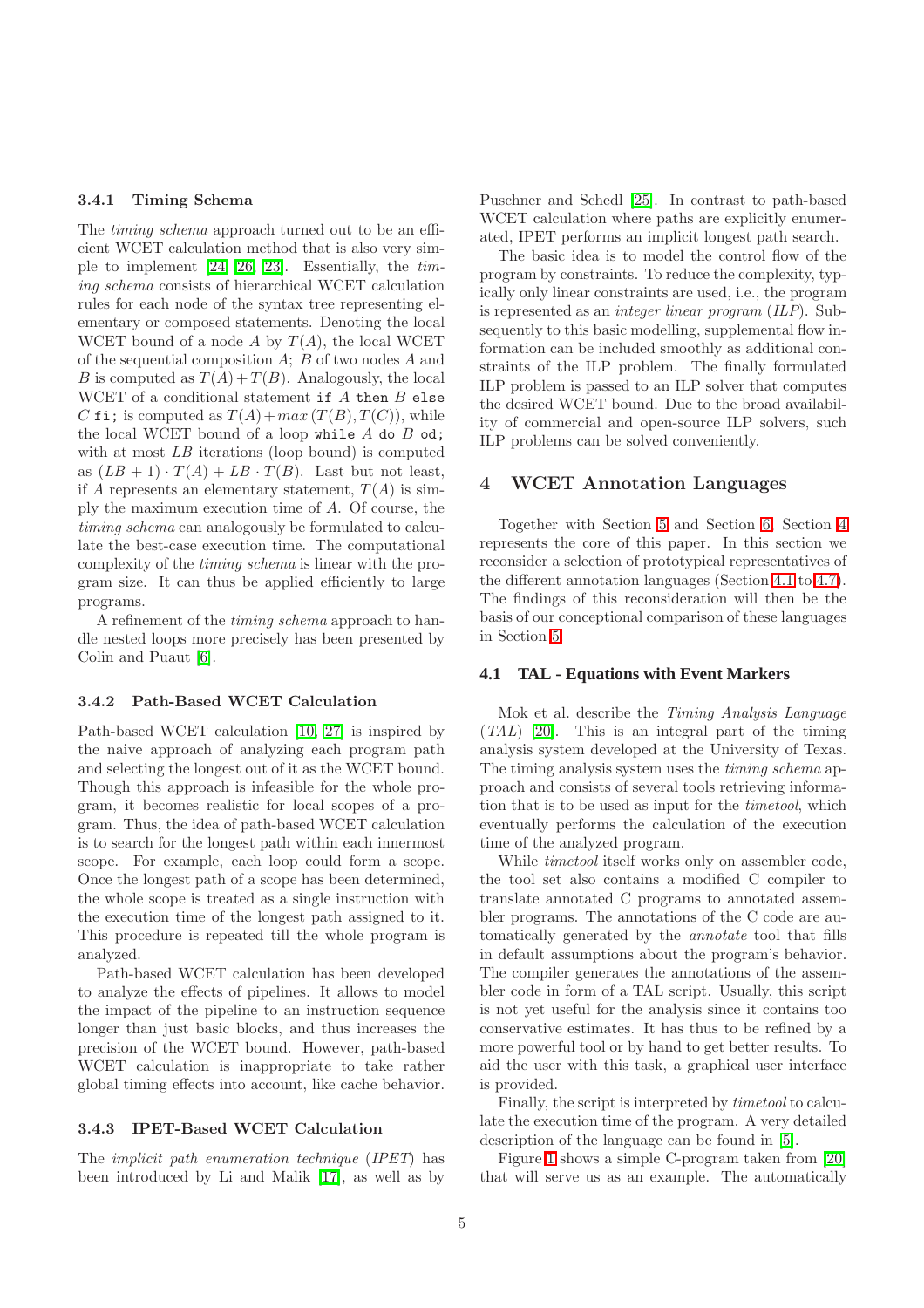### 3.4.1 Timing Schema

The *timing schema* approach turned out to be an efficient WCET calculation method that is also very simple to implement [24, 26, 23]. Essentially, the *timing schema* consists of hierarchical WCET calculation rules for each node of the syntax tree representing elementary or composed statements. Denoting the local WCET bound of a node $A$ by $T(A)$, the local WCET of the sequential composition $A$; $B$ of two nodes $A$ and $B$ is computed as $T(A)+T(B)$. Analogously, the local WCET of a conditional statement `if` $A$ `then` $B$ `else` $C$ `fi;` is computed as $T(A)+max\,(T(B), T(C))$, while the local WCET bound of a loop `while` $A$ `do` $B$ `od;` with at most $LB$ iterations (loop bound) is computed as $(LB+1)\cdot T(A) + LB\cdot T(B)$. Last but not least, if $A$ represents an elementary statement, $T(A)$ is simply the maximum execution time of $A$. Of course, the *timing schema* can analogously be formulated to calculate the best-case execution time. The computational complexity of the *timing schema* is linear with the program size. It can thus be applied efficiently to large programs.

A refinement of the *timing schema* approach to handle nested loops more precisely has been presented by Colin and Puaut [6].

### 3.4.2 Path-Based WCET Calculation

Path-based WCET calculation [10, 27] is inspired by the naive approach of analyzing each program path and selecting the longest out of it as the WCET bound. Though this approach is infeasible for the whole program, it becomes realistic for local scopes of a program. Thus, the idea of path-based WCET calculation is to search for the longest path within each innermost scope. For example, each loop could form a scope. Once the longest path of a scope has been determined, the whole scope is treated as a single instruction with the execution time of the longest path assigned to it. This procedure is repeated till the whole program is analyzed.

Path-based WCET calculation has been developed to analyze the effects of pipelines. It allows to model the impact of the pipeline to an instruction sequence longer than just basic blocks, and thus increases the precision of the WCET bound. However, path-based WCET calculation is inappropriate to take rather global timing effects into account, like cache behavior.

### 3.4.3 IPET-Based WCET Calculation

The *implicit path enumeration technique* (*IPET*) has been introduced by Li and Malik [17], as well as by Puschner and Schedl [25]. In contrast to path-based WCET calculation where paths are explicitly enumerated, IPET performs an implicit longest path search.

The basic idea is to model the control flow of the program by constraints. To reduce the complexity, typically only linear constraints are used, i.e., the program is represented as an *integer linear program* (*ILP*). Subsequently to this basic modelling, supplemental flow information can be included smoothly as additional constraints of the ILP problem. The finally formulated ILP problem is passed to an ILP solver that computes the desired WCET bound. Due to the broad availability of commercial and open-source ILP solvers, such ILP problems can be solved conveniently.

## 4 WCET Annotation Languages

Together with Section 5 and Section 6, Section 4 represents the core of this paper. In this section we reconsider a selection of prototypical representatives of the different annotation languages (Section 4.1 to 4.7). The findings of this reconsideration will then be the basis of our conceptional comparison of these languages in Section 5.

### 4.1 TAL - Equations with Event Markers

Mok et al. describe the *Timing Analysis Language* (*TAL*) [20]. This is an integral part of the timing analysis system developed at the University of Texas. The timing analysis system uses the *timing schema* approach and consists of several tools retrieving information that is to be used as input for the *timetool*, which eventually performs the calculation of the execution time of the analyzed program.

While *timetool* itself works only on assembler code, the tool set also contains a modified C compiler to translate annotated C programs to annotated assembler programs. The annotations of the C code are automatically generated by the *annotate* tool that fills in default assumptions about the program's behavior. The compiler generates the annotations of the assembler code in form of a TAL script. Usually, this script is not yet useful for the analysis since it contains too conservative estimates. It has thus to be refined by a more powerful tool or by hand to get better results. To aid the user with this task, a graphical user interface is provided.

Finally, the script is interpreted by *timetool* to calculate the execution time of the program. A very detailed description of the language can be found in [5].

Figure 1 shows a simple C-program taken from [20] that will serve us as an example. The automatically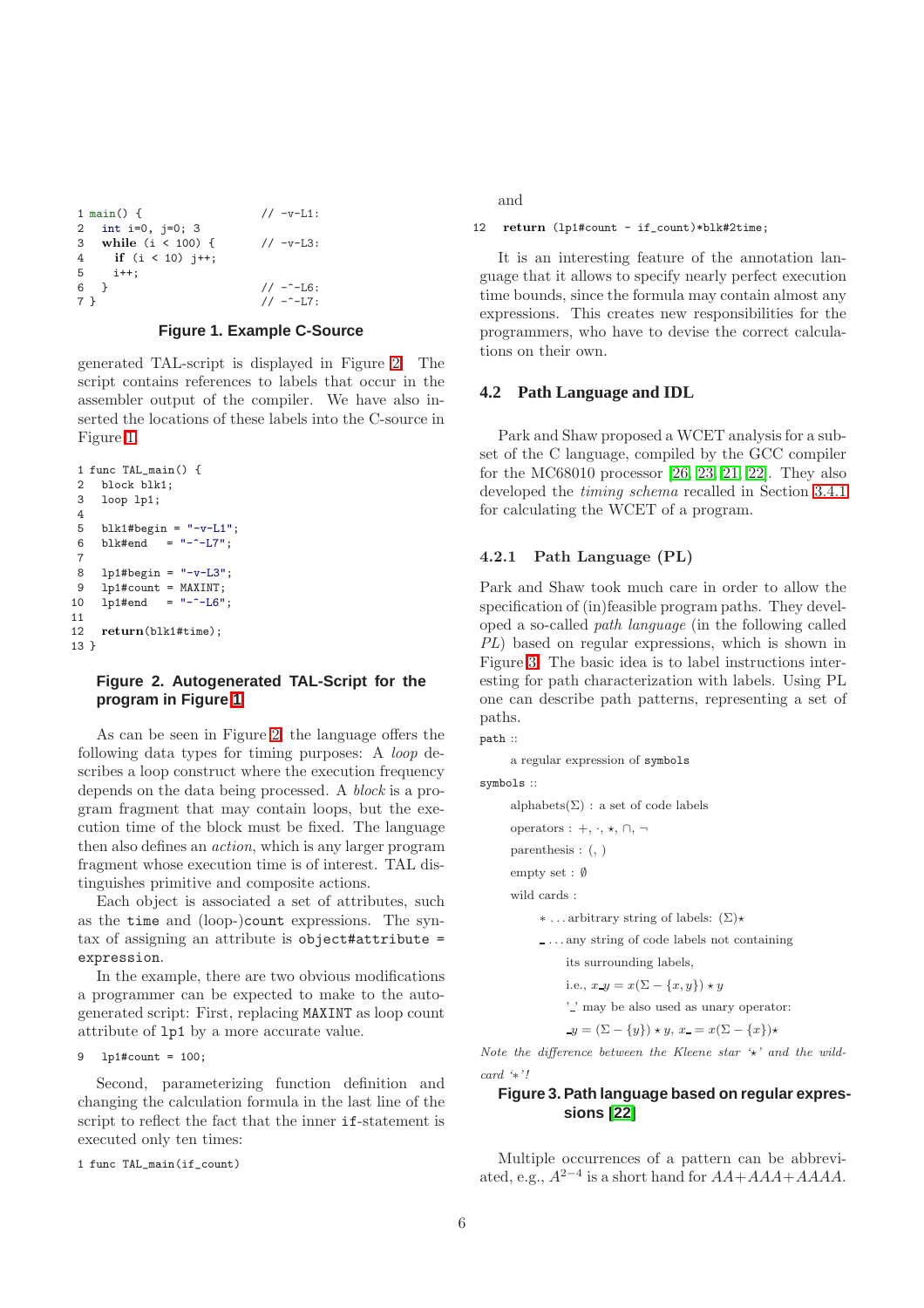```
1 main() {                    // -v-L1:
2   int i=0, j=0; 3
3   while (i < 100) {         // -v-L3:
4     if (i < 10) j++;
5     i++;
6   }                         // -^-L6:
7 }                           // -^-L7:
```

**Figure 1. Example C-Source**

generated TAL-script is displayed in Figure 2. The script contains references to labels that occur in the assembler output of the compiler. We have also inserted the locations of these labels into the C-source in Figure 1.

```
1 func TAL_main() {
2   block blk1;
3   loop lp1;
4
5   blk1#begin = "-v-L1";
6   blk1#end   = "-^-L7";
7
8   lp1#begin = "-v-L3";
9   lp1#count = MAXINT;
10  lp1#end   = "-^-L6";
11
12  return(blk1#time);
13 }
```

**Figure 2. Autogenerated TAL-Script for the program in Figure 1**

As can be seen in Figure 2, the language offers the following data types for timing purposes: A *loop* describes a loop construct where the execution frequency depends on the data being processed. A *block* is a program fragment that may contain loops, but the execution time of the block must be fixed. The language then also defines an *action*, which is any larger program fragment whose execution time is of interest. TAL distinguishes primitive and composite actions.

Each object is associated a set of attributes, such as the `time` and (loop-)`count` expressions. The syntax of assigning an attribute is `object#attribute = expression`.

In the example, there are two obvious modifications a programmer can be expected to make to the autogenerated script: First, replacing `MAXINT` as loop count attribute of `lp1` by a more accurate value.

```
9   lp1#count = 100;
```

Second, parameterizing function definition and changing the calculation formula in the last line of the script to reflect the fact that the inner `if`-statement is executed only ten times:

```
1 func TAL_main(if_count)
```

and

```
12  return (lp1#count - if_count)*blk#2time;
```

It is an interesting feature of the annotation language that it allows to specify nearly perfect execution time bounds, since the formula may contain almost any expressions. This creates new responsibilities for the programmers, who have to devise the correct calculations on their own.

## 4.2 Path Language and IDL

Park and Shaw proposed a WCET analysis for a subset of the C language, compiled by the GCC compiler for the MC68010 processor [26, 23, 21, 22]. They also developed the *timing schema* recalled in Section 3.4.1 for calculating the WCET of a program.

### 4.2.1 Path Language (PL)

Park and Shaw took much care in order to allow the specification of (in)feasible program paths. They developed a so-called *path language* (in the following called *PL*) based on regular expressions, which is shown in Figure 3. The basic idea is to label instructions interesting for path characterization with labels. Using PL one can describe path patterns, representing a set of paths.

path ::

a regular expression of symbols

symbols ::

alphabets($\Sigma$) : a set of code labels

operators : $+, \cdot, \star, \cap, \neg$

parenthesis : (, )

empty set : $\emptyset$

wild cards :

$*$ . . . arbitrary string of labels: $(\Sigma)\star$

$\_$ . . . any string of code labels not containing its surrounding labels,

i.e., $x\_y = x(\Sigma - \{x, y\}) \star y$

'_' may be also used as unary operator:

$\_y = (\Sigma - \{y\}) \star y$, $x\_ = x(\Sigma - \{x\})\star$

*Note the difference between the Kleene star '$\star$' and the wildcard '$*$'!*

**Figure 3. Path language based on regular expressions [22]**

Multiple occurrences of a pattern can be abbreviated, e.g., $A^{2-4}$ is a short hand for $AA+AAA+AAAA$.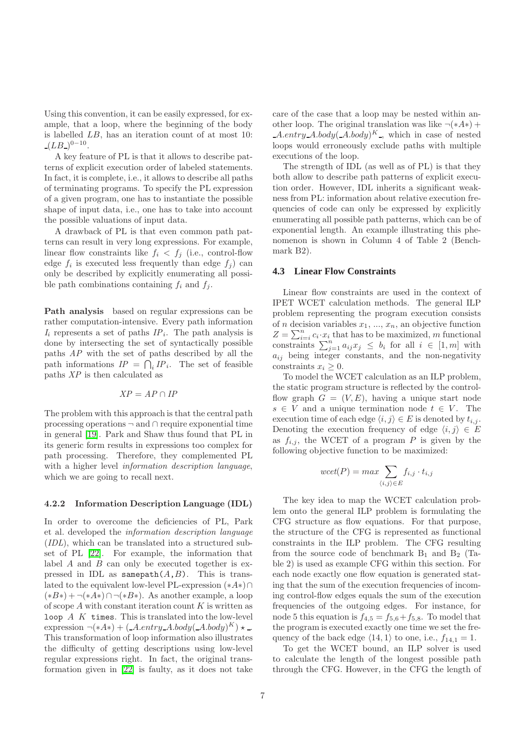Using this convention, it can be easily expressed, for example, that a loop, where the beginning of the body is labelled $LB$, has an iteration count of at most 10: $\_(LB\_)^{0-10}$.

A key feature of PL is that it allows to describe patterns of explicit execution order of labeled statements. In fact, it is complete, i.e., it allows to describe all paths of terminating programs. To specify the PL expression of a given program, one has to instantiate the possible shape of input data, i.e., one has to take into account the possible valuations of input data.

A drawback of PL is that even common path patterns can result in very long expressions. For example, linear flow constraints like $f_i < f_j$ (i.e., control-flow edge $f_i$ is executed less frequently than edge $f_j$) can only be described by explicitly enumerating all possible path combinations containing $f_i$ and $f_j$.

**Path analysis** based on regular expressions can be rather computation-intensive. Every path information $I_i$ represents a set of paths $IP_i$. The path analysis is done by intersecting the set of syntactically possible paths $AP$ with the set of paths described by all the path informations $IP = \bigcap_i IP_i$. The set of feasible paths $XP$ is then calculated as

$$XP = AP \cap IP$$

The problem with this approach is that the central path processing operations $\neg$ and $\cap$ require exponential time in general [19]. Park and Shaw thus found that PL in its generic form results in expressions too complex for path processing. Therefore, they complemented PL with a higher level *information description language*, which we are going to recall next.

#### 4.2.2 Information Description Language (IDL)

In order to overcome the deficiencies of PL, Park et al. developed the *information description language* (*IDL*), which can be translated into a structured subset of PL [22]. For example, the information that label $A$ and $B$ can only be executed together is expressed in IDL as `samepath(A,B)`. This is translated to the equivalent low-level PL-expression $(*A*) \cap (*B*) + \neg(*A*) \cap \neg(*B*)$. As another example, a loop of scope $A$ with constant iteration count $K$ is written as `loop A K times`. This is translated into the low-level expression $\neg(*A*) + (\_A.entry\_A.body(\_A.body)^K) \star \_$. This transformation of loop information also illustrates the difficulty of getting descriptions using low-level regular expressions right. In fact, the original transformation given in [22] is faulty, as it does not take care of the case that a loop may be nested within another loop. The original translation was like $\neg(*A*) + \_A.entry\_A.body(\_A.body)^K\_$, which in case of nested loops would erroneously exclude paths with multiple executions of the loop.

The strength of IDL (as well as of PL) is that they both allow to describe path patterns of explicit execution order. However, IDL inherits a significant weakness from PL: information about relative execution frequencies of code can only be expressed by explicitly enumerating all possible path patterns, which can be of exponential length. An example illustrating this phenomenon is shown in Column 4 of Table 2 (Benchmark B2).

### 4.3 Linear Flow Constraints

Linear flow constraints are used in the context of IPET WCET calculation methods. The general ILP problem representing the program execution consists of $n$ decision variables $x_1$, ..., $x_n$, an objective function $Z = \sum_{i=i}^{n} c_i \cdot x_i$ that has to be maximized, $m$ functional constraints $\sum_{j=1}^{n} a_{ij} x_j \leq b_i$ for all $i \in [1, m]$ with $a_{ij}$ being integer constants, and the non-negativity constraints $x_i \geq 0$.

To model the WCET calculation as an ILP problem, the static program structure is reflected by the control-flow graph $G = (V, E)$, having a unique start node $s \in V$ and a unique termination node $t \in V$. The execution time of each edge $\langle i, j \rangle \in E$ is denoted by $t_{i,j}$. Denoting the execution frequency of edge $\langle i, j \rangle \in E$ as $f_{i,j}$, the WCET of a program $P$ is given by the following objective function to be maximized:

$$wcet(P) = max \sum_{\langle i,j \rangle \in E} f_{i,j} \cdot t_{i,j}$$

The key idea to map the WCET calculation problem onto the general ILP problem is formulating the CFG structure as flow equations. For that purpose, the structure of the CFG is represented as functional constraints in the ILP problem. The CFG resulting from the source code of benchmark $B_1$ and $B_2$ (Table 2) is used as example CFG within this section. For each node exactly one flow equation is generated stating that the sum of the execution frequencies of incoming control-flow edges equals the sum of the execution frequencies of the outgoing edges. For instance, for node 5 this equation is $f_{4,5} = f_{5,6} + f_{5,8}$. To model that the program is executed exactly one time we set the frequency of the back edge $\langle 14, 1 \rangle$ to one, i.e., $f_{14,1} = 1$.

To get the WCET bound, an ILP solver is used to calculate the length of the longest possible path through the CFG. However, in the CFG the length of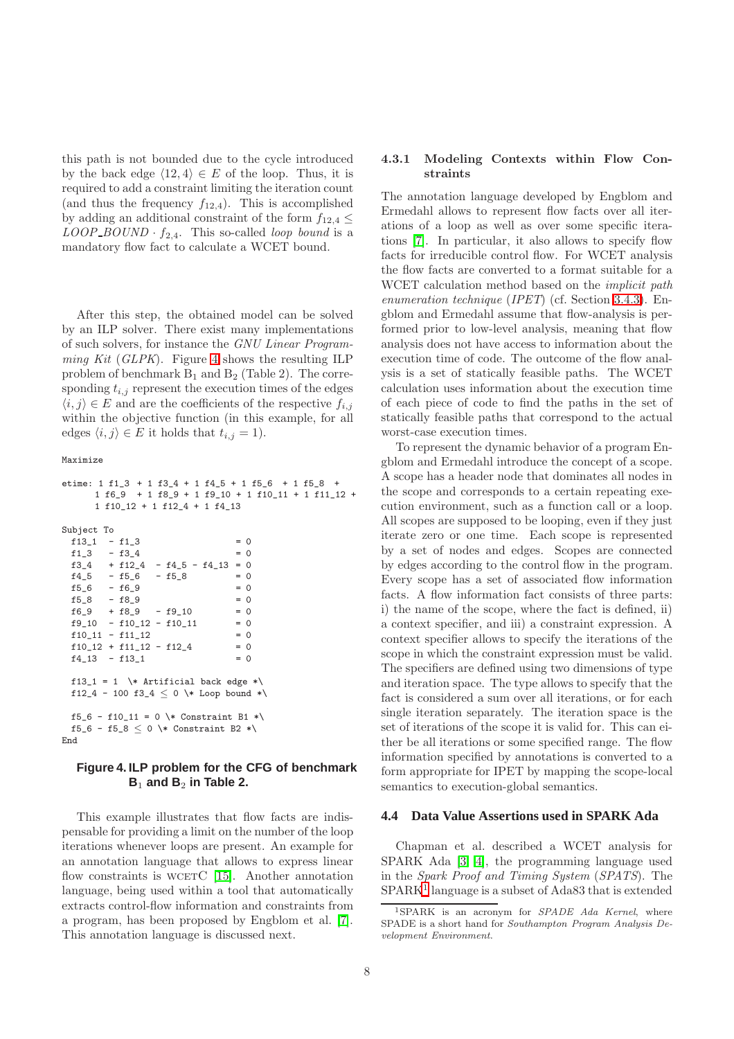this path is not bounded due to the cycle introduced by the back edge $\langle 12, 4\rangle \in E$ of the loop. Thus, it is required to add a constraint limiting the iteration count (and thus the frequency $f_{12,4}$). This is accomplished by adding an additional constraint of the form $f_{12,4} \leq LOOP\_BOUND \cdot f_{2,4}$. This so-called *loop bound* is a mandatory flow fact to calculate a WCET bound.

After this step, the obtained model can be solved by an ILP solver. There exist many implementations of such solvers, for instance the *GNU Linear Programming Kit* (*GLPK*). Figure 4 shows the resulting ILP problem of benchmark $B_1$ and $B_2$ (Table 2). The corresponding $t_{i,j}$ represent the execution times of the edges $\langle i, j\rangle \in E$ and are the coefficients of the respective $f_{i,j}$ within the objective function (in this example, for all edges $\langle i, j\rangle \in E$ it holds that $t_{i,j} = 1$).

```
Maximize

etime: 1 f1_3  + 1 f3_4 + 1 f4_5 + 1 f5_6  + 1 f5_8  +
       1 f6_9  + 1 f8_9 + 1 f9_10 + 1 f10_11 + 1 f11_12 +
       1 f10_12 + 1 f12_4 + 1 f4_13

Subject To
  f13_1  - f1_3                     = 0
  f1_3   - f3_4                     = 0
  f3_4   + f12_4  - f4_5 - f4_13    = 0
  f4_5   - f5_6   - f5_8            = 0
  f5_6   - f6_9                     = 0
  f5_8   - f8_9                     = 0
  f6_9   + f8_9   - f9_10           = 0
  f9_10  - f10_12 - f10_11          = 0
  f10_11 - f11_12                   = 0
  f10_12 + f11_12 - f12_4           = 0
  f4_13  - f13_1                    = 0

  f13_1 = 1  \* Artificial back edge *\
  f12_4 - 100 f3_4 ≤ 0 \* Loop bound *\

  f5_6 - f10_11 = 0 \* Constraint B1 *\
  f5_6 - f5_8 ≤ 0 \* Constraint B2 *\
End
```

**Figure 4. ILP problem for the CFG of benchmark $B_1$ and $B_2$ in Table 2.**

This example illustrates that flow facts are indispensable for providing a limit on the number of the loop iterations whenever loops are present. An example for an annotation language that allows to express linear flow constraints is WCETC [15]. Another annotation language, being used within a tool that automatically extracts control-flow information and constraints from a program, has been proposed by Engblom et al. [7]. This annotation language is discussed next.

#### 4.3.1 Modeling Contexts within Flow Constraints

The annotation language developed by Engblom and Ermedahl allows to represent flow facts over all iterations of a loop as well as over some specific iterations [7]. In particular, it also allows to specify flow facts for irreducible control flow. For WCET analysis the flow facts are converted to a format suitable for a WCET calculation method based on the *implicit path enumeration technique* (*IPET*) (cf. Section 3.4.3). Engblom and Ermedahl assume that flow-analysis is performed prior to low-level analysis, meaning that flow analysis does not have access to information about the execution time of code. The outcome of the flow analysis is a set of statically feasible paths. The WCET calculation uses information about the execution time of each piece of code to find the paths in the set of statically feasible paths that correspond to the actual worst-case execution times.

To represent the dynamic behavior of a program Engblom and Ermedahl introduce the concept of a scope. A scope has a header node that dominates all nodes in the scope and corresponds to a certain repeating execution environment, such as a function call or a loop. All scopes are supposed to be looping, even if they just iterate zero or one time. Each scope is represented by a set of nodes and edges. Scopes are connected by edges according to the control flow in the program. Every scope has a set of associated flow information facts. A flow information fact consists of three parts: i) the name of the scope, where the fact is defined, ii) a context specifier, and iii) a constraint expression. A context specifier allows to specify the iterations of the scope in which the constraint expression must be valid. The specifiers are defined using two dimensions of type and iteration space. The type allows to specify that the fact is considered a sum over all iterations, or for each single iteration separately. The iteration space is the set of iterations of the scope it is valid for. This can either be all iterations or some specified range. The flow information specified by annotations is converted to a form appropriate for IPET by mapping the scope-local semantics to execution-global semantics.

### 4.4 Data Value Assertions used in SPARK Ada

Chapman et al. described a WCET analysis for SPARK Ada [3, 4], the programming language used in the *Spark Proof and Timing System* (*SPATS*). The SPARK[1] language is a subset of Ada83 that is extended

[1] SPARK is an acronym for *SPADE Ada Kernel*, where SPADE is a short hand for *Southampton Program Analysis Development Environment*.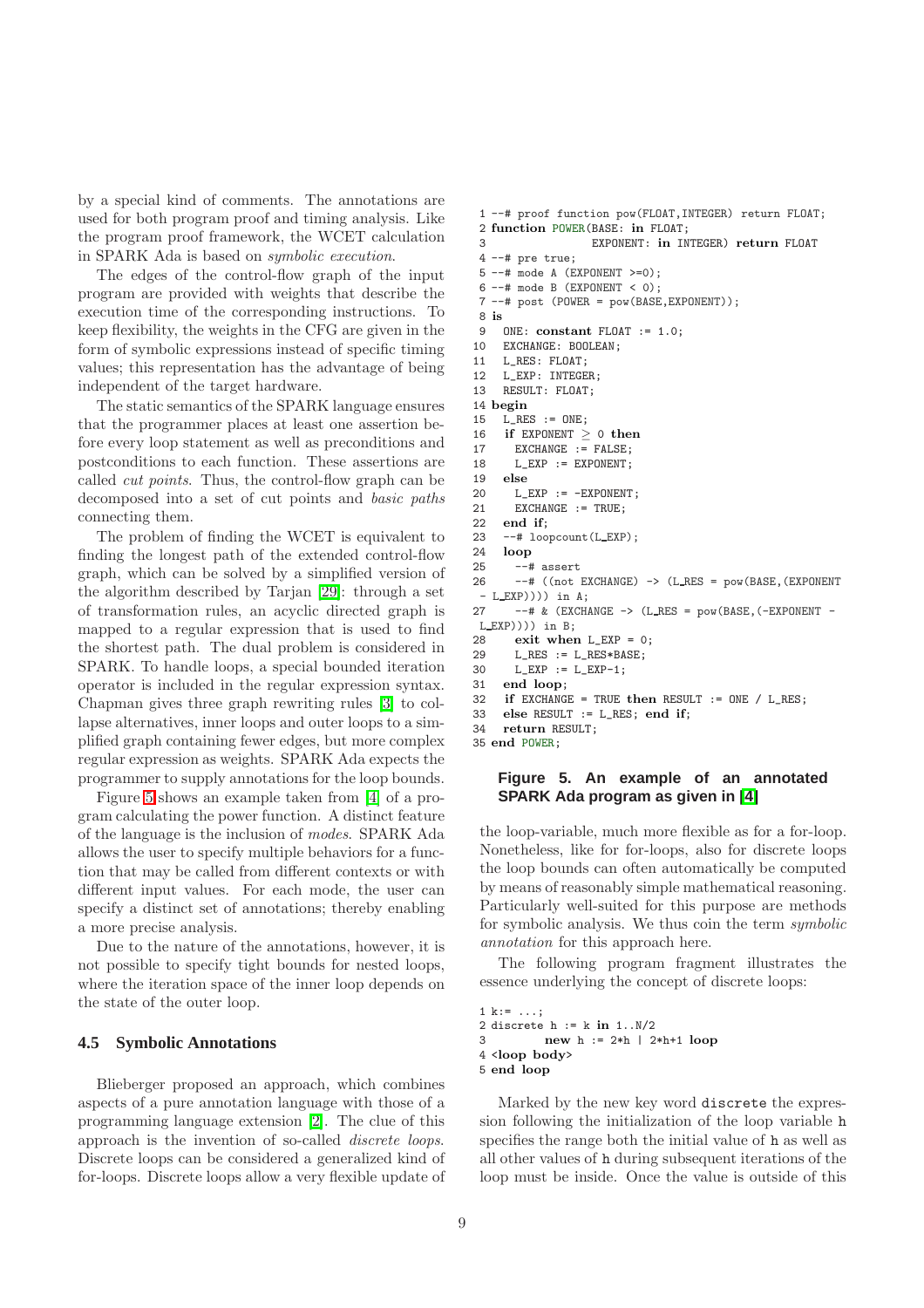by a special kind of comments. The annotations are used for both program proof and timing analysis. Like the program proof framework, the WCET calculation in SPARK Ada is based on *symbolic execution*.

The edges of the control-flow graph of the input program are provided with weights that describe the execution time of the corresponding instructions. To keep flexibility, the weights in the CFG are given in the form of symbolic expressions instead of specific timing values; this representation has the advantage of being independent of the target hardware.

The static semantics of the SPARK language ensures that the programmer places at least one assertion before every loop statement as well as preconditions and postconditions to each function. These assertions are called *cut points*. Thus, the control-flow graph can be decomposed into a set of cut points and *basic paths* connecting them.

The problem of finding the WCET is equivalent to finding the longest path of the extended control-flow graph, which can be solved by a simplified version of the algorithm described by Tarjan [29]: through a set of transformation rules, an acyclic directed graph is mapped to a regular expression that is used to find the shortest path. The dual problem is considered in SPARK. To handle loops, a special bounded iteration operator is included in the regular expression syntax. Chapman gives three graph rewriting rules [3] to collapse alternatives, inner loops and outer loops to a simplified graph containing fewer edges, but more complex regular expression as weights. SPARK Ada expects the programmer to supply annotations for the loop bounds.

Figure 5 shows an example taken from [4] of a program calculating the power function. A distinct feature of the language is the inclusion of *modes*. SPARK Ada allows the user to specify multiple behaviors for a function that may be called from different contexts or with different input values. For each mode, the user can specify a distinct set of annotations; thereby enabling a more precise analysis.

Due to the nature of the annotations, however, it is not possible to specify tight bounds for nested loops, where the iteration space of the inner loop depends on the state of the outer loop.

```
1 --# proof function pow(FLOAT,INTEGER) return FLOAT;
2 function POWER(BASE: in FLOAT;
3                EXPONENT: in INTEGER) return FLOAT
4 --# pre true;
5 --# mode A (EXPONENT >=0);
6 --# mode B (EXPONENT < 0);
7 --# post (POWER = pow(BASE,EXPONENT));
8 is
9   ONE: constant FLOAT := 1.0;
10  EXCHANGE: BOOLEAN;
11  L_RES: FLOAT;
12  L_EXP: INTEGER;
13  RESULT: FLOAT;
14 begin
15  L_RES := ONE;
16  if EXPONENT ≥ 0 then
17    EXCHANGE := FALSE;
18    L_EXP := EXPONENT;
19  else
20    L_EXP := -EXPONENT;
21    EXCHANGE := TRUE;
22  end if;
23  --# loopcount(L_EXP);
24  loop
25    --# assert
26    --# ((not EXCHANGE) -> (L_RES = pow(BASE,(EXPONENT
 - L_EXP)))) in A;
27    --# & (EXCHANGE -> (L_RES = pow(BASE,(-EXPONENT -
L_EXP)))) in B;
28    exit when L_EXP = 0;
29    L_RES := L_RES*BASE;
30    L_EXP := L_EXP-1;
31  end loop;
32  if EXCHANGE = TRUE then RESULT := ONE / L_RES;
33  else RESULT := L_RES; end if;
34  return RESULT;
35 end POWER;
```

**Figure 5. An example of an annotated SPARK Ada program as given in [4]**

### 4.5 Symbolic Annotations

Blieberger proposed an approach, which combines aspects of a pure annotation language with those of a programming language extension [2]. The clue of this approach is the invention of so-called *discrete loops*. Discrete loops can be considered a generalized kind of for-loops. Discrete loops allow a very flexible update of the loop-variable, much more flexible as for a for-loop. Nonetheless, like for for-loops, also for discrete loops the loop bounds can often automatically be computed by means of reasonably simple mathematical reasoning. Particularly well-suited for this purpose are methods for symbolic analysis. We thus coin the term *symbolic annotation* for this approach here.

The following program fragment illustrates the essence underlying the concept of discrete loops:

```
1 k:= ...;
2 discrete h := k in 1..N/2
3         new h := 2*h | 2*h+1 loop
4 <loop body>
5 end loop
```

Marked by the new key word `discrete` the expression following the initialization of the loop variable `h` specifies the range both the initial value of `h` as well as all other values of `h` during subsequent iterations of the loop must be inside. Once the value is outside of this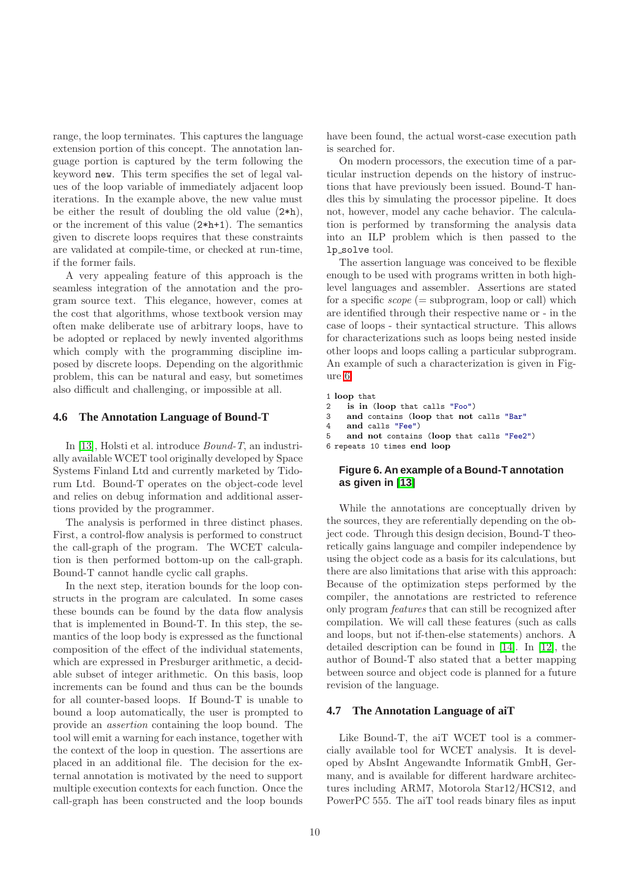range, the loop terminates. This captures the language extension portion of this concept. The annotation language portion is captured by the term following the keyword `new`. This term specifies the set of legal values of the loop variable of immediately adjacent loop iterations. In the example above, the new value must be either the result of doubling the old value (`2*h`), or the increment of this value (`2*h+1`). The semantics given to discrete loops requires that these constraints are validated at compile-time, or checked at run-time, if the former fails.

A very appealing feature of this approach is the seamless integration of the annotation and the program source text. This elegance, however, comes at the cost that algorithms, whose textbook version may often make deliberate use of arbitrary loops, have to be adopted or replaced by newly invented algorithms which comply with the programming discipline imposed by discrete loops. Depending on the algorithmic problem, this can be natural and easy, but sometimes also difficult and challenging, or impossible at all.

### 4.6 The Annotation Language of Bound-T

In [13], Holsti et al. introduce *Bound-T*, an industrially available WCET tool originally developed by Space Systems Finland Ltd and currently marketed by Tidorum Ltd. Bound-T operates on the object-code level and relies on debug information and additional assertions provided by the programmer.

The analysis is performed in three distinct phases. First, a control-flow analysis is performed to construct the call-graph of the program. The WCET calculation is then performed bottom-up on the call-graph. Bound-T cannot handle cyclic call graphs.

In the next step, iteration bounds for the loop constructs in the program are calculated. In some cases these bounds can be found by the data flow analysis that is implemented in Bound-T. In this step, the semantics of the loop body is expressed as the functional composition of the effect of the individual statements, which are expressed in Presburger arithmetic, a decidable subset of integer arithmetic. On this basis, loop increments can be found and thus can be the bounds for all counter-based loops. If Bound-T is unable to bound a loop automatically, the user is prompted to provide an *assertion* containing the loop bound. The tool will emit a warning for each instance, together with the context of the loop in question. The assertions are placed in an additional file. The decision for the external annotation is motivated by the need to support multiple execution contexts for each function. Once the call-graph has been constructed and the loop bounds have been found, the actual worst-case execution path is searched for.

On modern processors, the execution time of a particular instruction depends on the history of instructions that have previously been issued. Bound-T handles this by simulating the processor pipeline. It does not, however, model any cache behavior. The calculation is performed by transforming the analysis data into an ILP problem which is then passed to the `lp_solve` tool.

The assertion language was conceived to be flexible enough to be used with programs written in both high-level languages and assembler. Assertions are stated for a specific *scope* (= subprogram, loop or call) which are identified through their respective name or - in the case of loops - their syntactical structure. This allows for characterizations such as loops being nested inside other loops and loops calling a particular subprogram. An example of such a characterization is given in Figure 6.

```
1 loop that
2    is in (loop that calls "Foo")
3    and contains (loop that not calls "Bar"
4    and calls "Fee")
5    and not contains (loop that calls "Fee2")
6 repeats 10 times end loop
```

**Figure 6. An example of a Bound-T annotation as given in [13]**

While the annotations are conceptually driven by the sources, they are referentially depending on the object code. Through this design decision, Bound-T theoretically gains language and compiler independence by using the object code as a basis for its calculations, but there are also limitations that arise with this approach: Because of the optimization steps performed by the compiler, the annotations are restricted to reference only program *features* that can still be recognized after compilation. We will call these features (such as calls and loops, but not if-then-else statements) anchors. A detailed description can be found in [14]. In [12], the author of Bound-T also stated that a better mapping between source and object code is planned for a future revision of the language.

### 4.7 The Annotation Language of aiT

Like Bound-T, the aiT WCET tool is a commercially available tool for WCET analysis. It is developed by AbsInt Angewandte Informatik GmbH, Germany, and is available for different hardware architectures including ARM7, Motorola Star12/HCS12, and PowerPC 555. The aiT tool reads binary files as input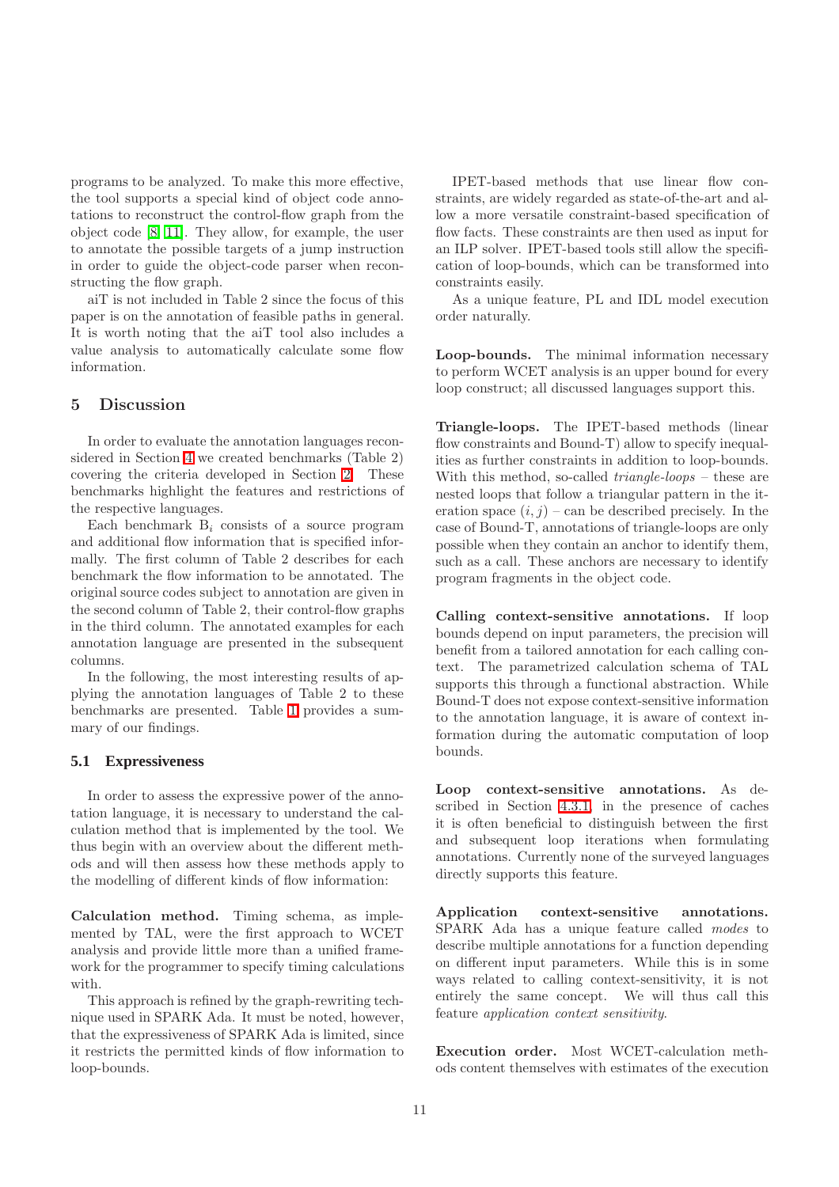programs to be analyzed. To make this more effective, the tool supports a special kind of object code annotations to reconstruct the control-flow graph from the object code [8, 11]. They allow, for example, the user to annotate the possible targets of a jump instruction in order to guide the object-code parser when reconstructing the flow graph.

aiT is not included in Table 2 since the focus of this paper is on the annotation of feasible paths in general. It is worth noting that the aiT tool also includes a value analysis to automatically calculate some flow information.

## 5 Discussion

In order to evaluate the annotation languages reconsidered in Section 4 we created benchmarks (Table 2) covering the criteria developed in Section 2. These benchmarks highlight the features and restrictions of the respective languages.

Each benchmark $B_i$ consists of a source program and additional flow information that is specified informally. The first column of Table 2 describes for each benchmark the flow information to be annotated. The original source codes subject to annotation are given in the second column of Table 2, their control-flow graphs in the third column. The annotated examples for each annotation language are presented in the subsequent columns.

In the following, the most interesting results of applying the annotation languages of Table 2 to these benchmarks are presented. Table 1 provides a summary of our findings.

### 5.1 Expressiveness

In order to assess the expressive power of the annotation language, it is necessary to understand the calculation method that is implemented by the tool. We thus begin with an overview about the different methods and will then assess how these methods apply to the modelling of different kinds of flow information:

**Calculation method.** Timing schema, as implemented by TAL, were the first approach to WCET analysis and provide little more than a unified framework for the programmer to specify timing calculations with.

This approach is refined by the graph-rewriting technique used in SPARK Ada. It must be noted, however, that the expressiveness of SPARK Ada is limited, since it restricts the permitted kinds of flow information to loop-bounds.

IPET-based methods that use linear flow constraints, are widely regarded as state-of-the-art and allow a more versatile constraint-based specification of flow facts. These constraints are then used as input for an ILP solver. IPET-based tools still allow the specification of loop-bounds, which can be transformed into constraints easily.

As a unique feature, PL and IDL model execution order naturally.

**Loop-bounds.** The minimal information necessary to perform WCET analysis is an upper bound for every loop construct; all discussed languages support this.

**Triangle-loops.** The IPET-based methods (linear flow constraints and Bound-T) allow to specify inequalities as further constraints in addition to loop-bounds. With this method, so-called *triangle-loops* – these are nested loops that follow a triangular pattern in the iteration space $(i, j)$ – can be described precisely. In the case of Bound-T, annotations of triangle-loops are only possible when they contain an anchor to identify them, such as a call. These anchors are necessary to identify program fragments in the object code.

**Calling context-sensitive annotations.** If loop bounds depend on input parameters, the precision will benefit from a tailored annotation for each calling context. The parametrized calculation schema of TAL supports this through a functional abstraction. While Bound-T does not expose context-sensitive information to the annotation language, it is aware of context information during the automatic computation of loop bounds.

**Loop context-sensitive annotations.** As described in Section 4.3.1, in the presence of caches it is often beneficial to distinguish between the first and subsequent loop iterations when formulating annotations. Currently none of the surveyed languages directly supports this feature.

**Application context-sensitive annotations.** SPARK Ada has a unique feature called *modes* to describe multiple annotations for a function depending on different input parameters. While this is in some ways related to calling context-sensitivity, it is not entirely the same concept. We will thus call this feature *application context sensitivity*.

**Execution order.** Most WCET-calculation methods content themselves with estimates of the execution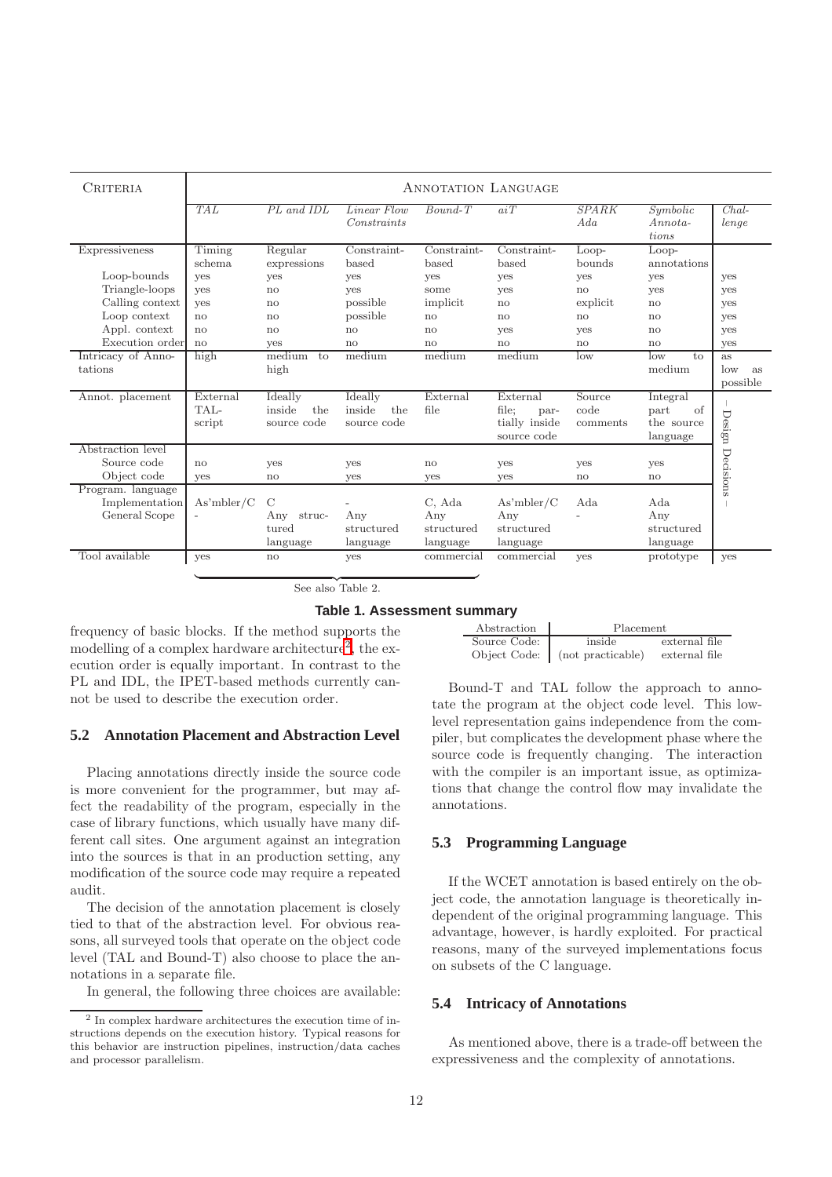| Criteria | Annotation Language | | | | | | | |
|---|---|---|---|---|---|---|---|---|
| | *TAL* | *PL and IDL* | *Linear Flow Constraints* | *Bound-T* | *aiT* | *SPARK Ada* | *Symbolic Annotations* | *Challenge* |
| Expressiveness | Timing schema | Regular expressions | Constraint-based | Constraint-based | Constraint-based | Loop-bounds | Loop-annotations | |
| Loop-bounds | yes | yes | yes | yes | yes | yes | yes | yes |
| Triangle-loops | yes | no | yes | some | yes | no | yes | yes |
| Calling context | yes | no | possible | implicit | no | explicit | no | yes |
| Loop context | no | no | possible | no | no | no | no | yes |
| Appl. context | no | no | no | no | yes | yes | no | yes |
| Execution order | no | yes | no | no | no | no | no | yes |
| Intricacy of Annotations | high | medium to high | medium | medium | medium | low | low to medium | as low as possible |
| Annot. placement | External TAL-script | Ideally inside the source code | Ideally inside the source code | External file | External file; partially inside source code | Source code comments | Integral part of the source language | – Design Decisions – |
| Abstraction level | | | | | | | | |
| Source code | no | yes | yes | no | yes | yes | yes | |
| Object code | yes | no | yes | yes | yes | no | no | |
| Program. language | | | | | | | | |
| Implementation | As'mbler/C | C | - | C, Ada | As'mbler/C | Ada | Ada | |
| General Scope | - | Any structured language | Any structured language | Any structured language | Any structured language | - | Any structured language | |
| Tool available | yes | no | yes | commercial | commercial | yes | prototype | yes |

See also Table 2.

**Table 1. Assessment summary**

frequency of basic blocks. If the method supports the modelling of a complex hardware architecture[2], the execution order is equally important. In contrast to the PL and IDL, the IPET-based methods currently cannot be used to describe the execution order.

## 5.2 Annotation Placement and Abstraction Level

Placing annotations directly inside the source code is more convenient for the programmer, but may affect the readability of the program, especially in the case of library functions, which usually have many different call sites. One argument against an integration into the sources is that in an production setting, any modification of the source code may require a repeated audit.

The decision of the annotation placement is closely tied to that of the abstraction level. For obvious reasons, all surveyed tools that operate on the object code level (TAL and Bound-T) also choose to place the annotations in a separate file.

In general, the following three choices are available:

| Abstraction | Placement | |
|---|---|---|
| Source Code: | inside | external file |
| Object Code: | (not practicable) | external file |

Bound-T and TAL follow the approach to annotate the program at the object code level. This low-level representation gains independence from the compiler, but complicates the development phase where the source code is frequently changing. The interaction with the compiler is an important issue, as optimizations that change the control flow may invalidate the annotations.

## 5.3 Programming Language

If the WCET annotation is based entirely on the object code, the annotation language is theoretically independent of the original programming language. This advantage, however, is hardly exploited. For practical reasons, many of the surveyed implementations focus on subsets of the C language.

## 5.4 Intricacy of Annotations

As mentioned above, there is a trade-off between the expressiveness and the complexity of annotations.

[2] In complex hardware architectures the execution time of instructions depends on the execution history. Typical reasons for this behavior are instruction pipelines, instruction/data caches and processor parallelism.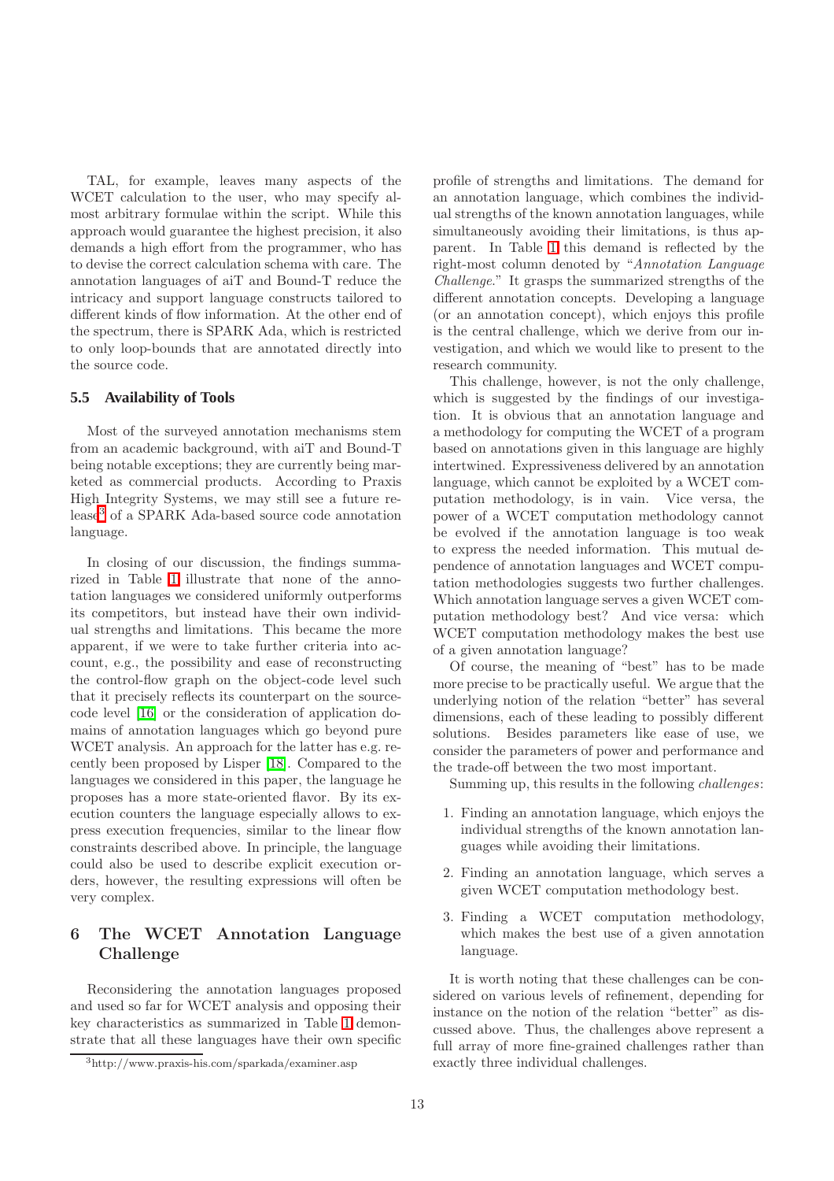TAL, for example, leaves many aspects of the WCET calculation to the user, who may specify almost arbitrary formulae within the script. While this approach would guarantee the highest precision, it also demands a high effort from the programmer, who has to devise the correct calculation schema with care. The annotation languages of aiT and Bound-T reduce the intricacy and support language constructs tailored to different kinds of flow information. At the other end of the spectrum, there is SPARK Ada, which is restricted to only loop-bounds that are annotated directly into the source code.

### 5.5 Availability of Tools

Most of the surveyed annotation mechanisms stem from an academic background, with aiT and Bound-T being notable exceptions; they are currently being marketed as commercial products. According to Praxis High Integrity Systems, we may still see a future release[3] of a SPARK Ada-based source code annotation language.

In closing of our discussion, the findings summarized in Table 1 illustrate that none of the annotation languages we considered uniformly outperforms its competitors, but instead have their own individual strengths and limitations. This became the more apparent, if we were to take further criteria into account, e.g., the possibility and ease of reconstructing the control-flow graph on the object-code level such that it precisely reflects its counterpart on the source-code level [16] or the consideration of application domains of annotation languages which go beyond pure WCET analysis. An approach for the latter has e.g. recently been proposed by Lisper [18]. Compared to the languages we considered in this paper, the language he proposes has a more state-oriented flavor. By its execution counters the language especially allows to express execution frequencies, similar to the linear flow constraints described above. In principle, the language could also be used to describe explicit execution orders, however, the resulting expressions will often be very complex.

## 6 The WCET Annotation Language Challenge

Reconsidering the annotation languages proposed and used so far for WCET analysis and opposing their key characteristics as summarized in Table 1 demonstrate that all these languages have their own specific profile of strengths and limitations. The demand for an annotation language, which combines the individual strengths of the known annotation languages, while simultaneously avoiding their limitations, is thus apparent. In Table 1 this demand is reflected by the right-most column denoted by "*Annotation Language Challenge*." It grasps the summarized strengths of the different annotation concepts. Developing a language (or an annotation concept), which enjoys this profile is the central challenge, which we derive from our investigation, and which we would like to present to the research community.

This challenge, however, is not the only challenge, which is suggested by the findings of our investigation. It is obvious that an annotation language and a methodology for computing the WCET of a program based on annotations given in this language are highly intertwined. Expressiveness delivered by an annotation language, which cannot be exploited by a WCET computation methodology, is in vain. Vice versa, the power of a WCET computation methodology cannot be evolved if the annotation language is too weak to express the needed information. This mutual dependence of annotation languages and WCET computation methodologies suggests two further challenges. Which annotation language serves a given WCET computation methodology best? And vice versa: which WCET computation methodology makes the best use of a given annotation language?

Of course, the meaning of "best" has to be made more precise to be practically useful. We argue that the underlying notion of the relation "better" has several dimensions, each of these leading to possibly different solutions. Besides parameters like ease of use, we consider the parameters of power and performance and the trade-off between the two most important.

Summing up, this results in the following *challenges*:

1. Finding an annotation language, which enjoys the individual strengths of the known annotation languages while avoiding their limitations.
2. Finding an annotation language, which serves a given WCET computation methodology best.
3. Finding a WCET computation methodology, which makes the best use of a given annotation language.

It is worth noting that these challenges can be considered on various levels of refinement, depending for instance on the notion of the relation "better" as discussed above. Thus, the challenges above represent a full array of more fine-grained challenges rather than exactly three individual challenges.

[3] http://www.praxis-his.com/sparkada/examiner.asp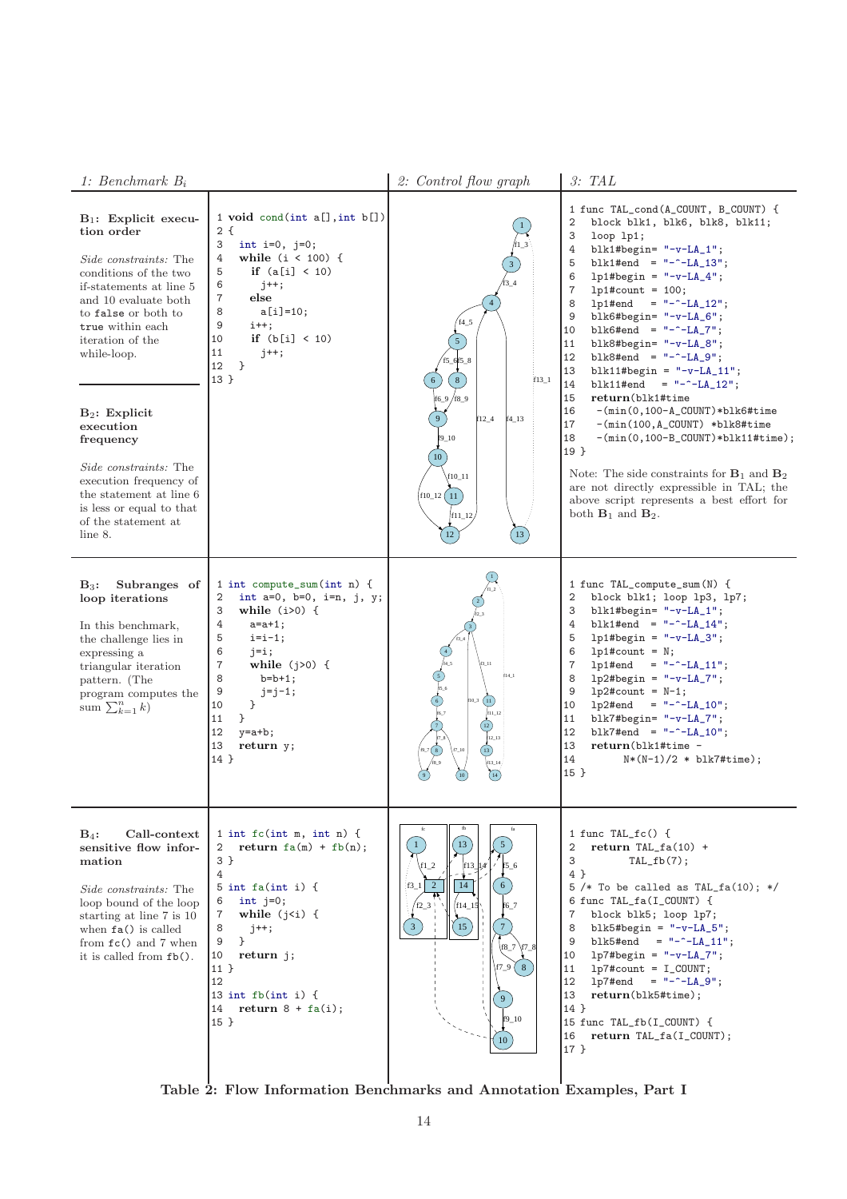| 1: Benchmark $B_i$ | 2: Control flow graph | 3: TAL |
|---|---|---|
| | | |

**$B_1$: Explicit execution order**

*Side constraints:* The conditions of the two if-statements at line 5 and 10 evaluate both to `false` or both to `true` within each iteration of the while-loop.

```
1 void cond(int a[],int b[])
2 {
3   int i=0, j=0;
4   while (i < 100) {
5     if (a[i] < 10)
6       j++;
7     else
8       a[i]=10;
9     i++;
10    if (b[i] < 10)
11      j++;
12  }
13 }
```

**$B_2$: Explicit execution frequency**

*Side constraints:* The execution frequency of the statement at line 6 is less or equal to that of the statement at line 8.

Control flow graph labels: 1, f1_3, 3, f3_4, 4, f4_5, 5, f5_6, f5_8, 6, 8, f6_9, f8_9, 9, f9_10, 10, f10_11, f10_12, 11, f11_12, 12, f12_4, f4_13, f13_1, 13

```
1 func TAL_cond(A_COUNT, B_COUNT) {
2   block blk1, blk6, blk8, blk11;
3   loop lp1;
4   blk1#begin= "-v-LA_1";
5   blk1#end  = "-^-LA_13";
6   lp1#begin = "-v-LA_4";
7   lp1#count = 100;
8   lp1#end   = "-^-LA_12";
9   blk6#begin= "-v-LA_6";
10  blk6#end  = "-^-LA_7";
11  blk8#begin= "-v-LA_8";
12  blk8#end  = "-^-LA_9";
13  blk11#begin = "-v-LA_11";
14  blk11#end   = "-^-LA_12";
15  return(blk1#time
16    -(min(0,100-A_COUNT)*blk6#time
17    -(min(100,A_COUNT) *blk8#time
18    -(min(0,100-B_COUNT)*blk11#time);
19 }
```

Note: The side constraints for $\mathbf{B}_1$ and $\mathbf{B}_2$ are not directly expressible in TAL; the above script represents a best effort for both $\mathbf{B}_1$ and $\mathbf{B}_2$.

**$B_3$: Subranges of loop iterations**

In this benchmark, the challenge lies in expressing a triangular iteration pattern. (The program computes the sum $\sum_{k=1}^{n} k$)

```
1 int compute_sum(int n) {
2   int a=0, b=0, i=n, j, y;
3   while (i>0) {
4     a=a+1;
5     i=i-1;
6     j=i;
7     while (j>0) {
8       b=b+1;
9       j=j-1;
10    }
11  }
12  y=a+b;
13  return y;
14 }
```

Control flow graph labels: 1, f1_2, 2, f2_3, 3, f3_4, 4, f4_5, 5, f5_6, 6, f6_7, 7, f7_8, 8, f8_9, 9, f9_7, f7_10, 10, f10_3, f3_11, 11, f11_12, 12, f12_13, 13, f13_14, 14, f14_1

```
1 func TAL_compute_sum(N) {
2   block blk1; loop lp3, lp7;
3   blk1#begin= "-v-LA_1";
4   blk1#end  = "-^-LA_14";
5   lp1#begin = "-v-LA_3";
6   lp1#count = N;
7   lp1#end   = "-^-LA_11";
8   lp2#begin = "-v-LA_7";
9   lp2#count = N-1;
10  lp2#end   = "-^-LA_10";
11  blk7#begin= "-v-LA_7";
12  blk7#end  = "-^-LA_10";
13  return(blk1#time -
14       N*(N-1)/2 * blk7#time);
15 }
```

**$B_4$: Call-context sensitive flow information**

*Side constraints:* The loop bound of the loop starting at line 7 is 10 when `fa()` is called from `fc()` and 7 when it is called from `fb()`.

```
1 int fc(int m, int n) {
2   return fa(m) + fb(n);
3 }
4
5 int fa(int i) {
6   int j=0;
7   while (j<i) {
8     j++;
9   }
10  return j;
11 }
12
13 int fb(int i) {
14   return 8 + fa(i);
15 }
```

Control flow graph labels: fc, fb, fa, 1, f1_2, f3_1, 2, f2_3, 3, 13, f13_14, 14, f14_15, 15, 5, f5_6, 6, f6_7, 7, f8_7, f7_8, 8, f7_9, 9, f9_10, 10

```
1 func TAL_fc() {
2   return TAL_fa(10) +
3          TAL_fb(7);
4 }
5 /* To be called as TAL_fa(10); */
6 func TAL_fa(I_COUNT) {
7   block blk5; loop lp7;
8   blk5#begin = "-v-LA_5";
9   blk5#end   = "-^-LA_11";
10  lp7#begin = "-v-LA_7";
11  lp7#count = I_COUNT;
12  lp7#end   = "-^-LA_9";
13  return(blk5#time);
14 }
15 func TAL_fb(I_COUNT) {
16   return TAL_fa(I_COUNT);
17 }
```

**Table 2: Flow Information Benchmarks and Annotation Examples, Part I**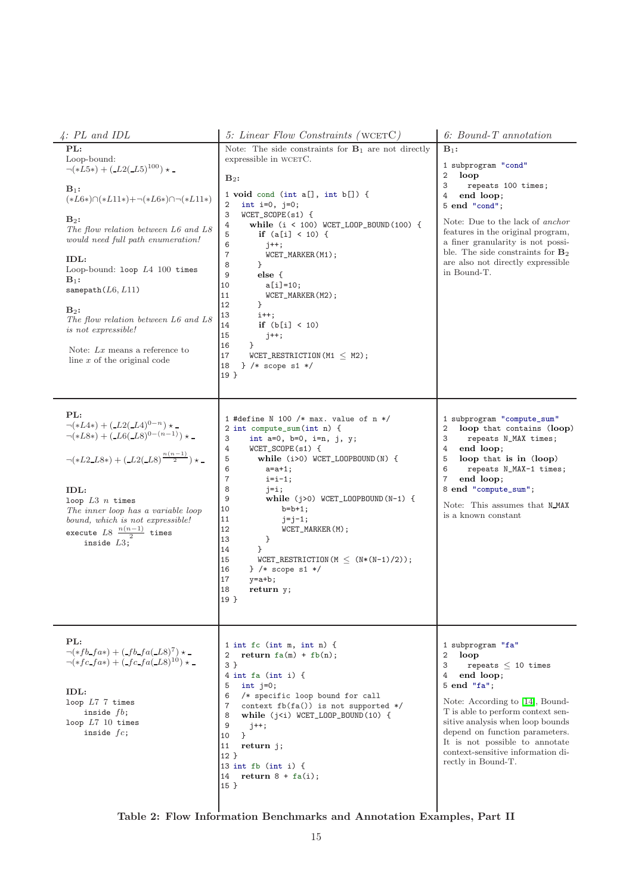| *4: PL and IDL* | *5: Linear Flow Constraints (WCETC)* | *6: Bound-T annotation* |
|---|---|---|
| **PL:**<br>Loop-bound:<br>$\neg(*L5*) + (\_L2(\_L5)^{100}) \star \_$<br><br>$\mathbf{B}_1$:<br>$(*L6*) \cap (*L11*) + \neg(*L6*) \cap \neg(*L11*)$<br><br>$\mathbf{B}_2$:<br>*The flow relation between L6 and L8 would need full path enumeration!*<br><br>**IDL:**<br>Loop-bound: `loop` $L4$ `100 times`<br>$\mathbf{B}_1$:<br>`samepath`$(L6, L11)$<br><br>$\mathbf{B}_2$:<br>*The flow relation between L6 and L8 is not expressible!*<br><br>Note: $Lx$ means a reference to line $x$ of the original code | Note: The side constraints for $\mathbf{B}_1$ are not directly expressible in WCETC.<br><br>$\mathbf{B}_2$:<br>`1 void cond (int a[], int b[]) {`<br>`2   int i=0, j=0;`<br>`3   WCET_SCOPE(s1) {`<br>`4     while (i < 100) WCET_LOOP_BOUND(100) {`<br>`5       if (a[i] < 10) {`<br>`6         j++;`<br>`7         WCET_MARKER(M1);`<br>`8       }`<br>`9       else {`<br>`10        a[i]=10;`<br>`11        WCET_MARKER(M2);`<br>`12      }`<br>`13      i++;`<br>`14      if (b[i] < 10)`<br>`15        j++;`<br>`16    }`<br>`17    WCET_RESTRICTION(M1 ≤ M2);`<br>`18  } /* scope s1 */`<br>`19 }` | $\mathbf{B}_1$:<br><br>`1 subprogram "cond"`<br>`2   loop`<br>`3     repeats 100 times;`<br>`4   end loop;`<br>`5 end "cond";`<br><br>Note: Due to the lack of *anchor* features in the original program, a finer granularity is not possible. The side constraints for $\mathbf{B}_2$ are also not directly expressible in Bound-T. |
| **PL:**<br>$\neg(*L4*) + (\_L2(\_L4)^{0-n}) \star \_$<br>$\neg(*L8*) + (\_L6(\_L8)^{0-(n-1)}) \star \_$<br><br>$\neg(*L2\_L8*) + (\_L2(\_L8)^{\frac{n(n-1)}{2}}) \star \_$<br><br>**IDL:**<br>`loop` $L3$ $n$ `times`<br>*The inner loop has a variable loop bound, which is not expressible!*<br><br>`execute` $L8$ $\frac{n(n-1)}{2}$ `times`<br>`inside` $L3$; | `1 #define N 100 /* max. value of n */`<br>`2 int compute_sum(int n) {`<br>`3     int a=0, b=0, i=n, j, y;`<br>`4     WCET_SCOPE(s1) {`<br>`5       while (i>0) WCET_LOOPBOUND(N) {`<br>`6         a=a+1;`<br>`7         i=i-1;`<br>`8         j=i;`<br>`9         while (j>0) WCET_LOOPBOUND(N-1) {`<br>`10          b=b+1;`<br>`11          j=j-1;`<br>`12          WCET_MARKER(M);`<br>`13        }`<br>`14      }`<br>`15      WCET_RESTRICTION(M ≤ (N*(N-1)/2));`<br>`16    } /* scope s1 */`<br>`17    y=a+b;`<br>`18    return y;`<br>`19 }` | `1 subprogram "compute_sum"`<br>`2   loop that contains (loop)`<br>`3     repeats N_MAX times;`<br>`4   end loop;`<br>`5   loop that is in (loop)`<br>`6     repeats N_MAX-1 times;`<br>`7   end loop;`<br>`8 end "compute_sum";`<br><br>Note: This assumes that `N_MAX` is a known constant |
| **PL:**<br>$\neg(*fb\_fa*) + (\_fb\_fa(\_L8)^{7}) \star \_$<br>$\neg(*fc\_fa*) + (\_fc\_fa(\_L8)^{10}) \star \_$<br><br>**IDL:**<br>`loop` $L7$ `7 times`<br>`inside` $fb$;<br>`loop` $L7$ `10 times`<br>`inside` $fc$; | `1 int fc (int m, int n) {`<br>`2   return fa(m) + fb(n);`<br>`3 }`<br>`4 int fa (int i) {`<br>`5   int j=0;`<br>`6   /* specific loop bound for call`<br>`7   context fb(fa()) is not supported */`<br>`8   while (j<i) WCET_LOOP_BOUND(10) {`<br>`9     j++;`<br>`10  }`<br>`11  return j;`<br>`12 }`<br>`13 int fb (int i) {`<br>`14   return 8 + fa(i);`<br>`15 }` | `1 subprogram "fa"`<br>`2   loop`<br>`3     repeats ≤ 10 times;`<br>`4   end loop;`<br>`5 end "fa";`<br><br>Note: According to [14], Bound-T is able to perform context sensitive analysis when loop bounds depend on function parameters. It is not possible to annotate context-sensitive information directly in Bound-T. |

**Table 2: Flow Information Benchmarks and Annotation Examples, Part II**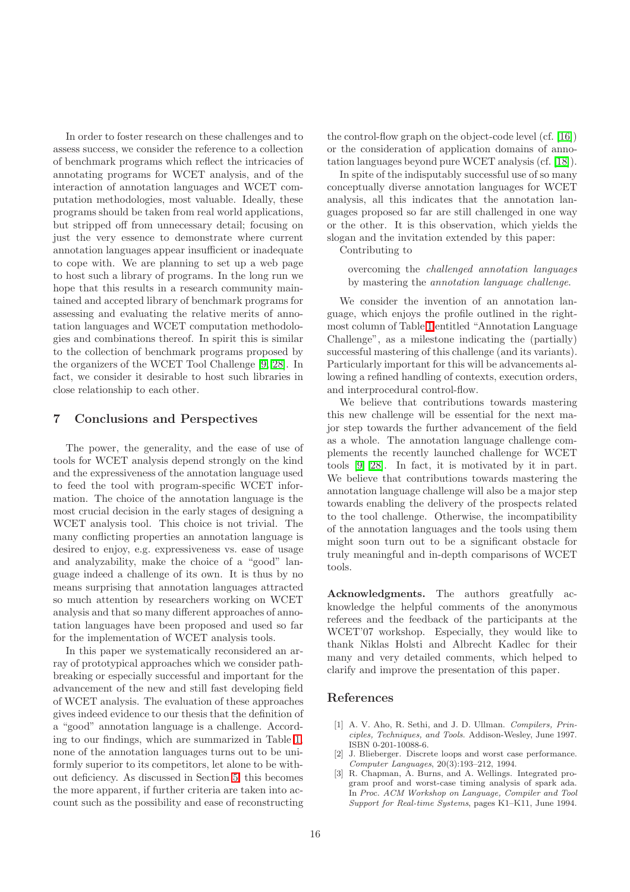In order to foster research on these challenges and to assess success, we consider the reference to a collection of benchmark programs which reflect the intricacies of annotating programs for WCET analysis, and of the interaction of annotation languages and WCET computation methodologies, most valuable. Ideally, these programs should be taken from real world applications, but stripped off from unnecessary detail; focusing on just the very essence to demonstrate where current annotation languages appear insufficient or inadequate to cope with. We are planning to set up a web page to host such a library of programs. In the long run we hope that this results in a research community maintained and accepted library of benchmark programs for assessing and evaluating the relative merits of annotation languages and WCET computation methodologies and combinations thereof. In spirit this is similar to the collection of benchmark programs proposed by the organizers of the WCET Tool Challenge [9, 28]. In fact, we consider it desirable to host such libraries in close relationship to each other.

## 7 Conclusions and Perspectives

The power, the generality, and the ease of use of tools for WCET analysis depend strongly on the kind and the expressiveness of the annotation language used to feed the tool with program-specific WCET information. The choice of the annotation language is the most crucial decision in the early stages of designing a WCET analysis tool. This choice is not trivial. The many conflicting properties an annotation language is desired to enjoy, e.g. expressiveness vs. ease of usage and analyzability, make the choice of a "good" language indeed a challenge of its own. It is thus by no means surprising that annotation languages attracted so much attention by researchers working on WCET analysis and that so many different approaches of annotation languages have been proposed and used so far for the implementation of WCET analysis tools.

In this paper we systematically reconsidered an array of prototypical approaches which we consider pathbreaking or especially successful and important for the advancement of the new and still fast developing field of WCET analysis. The evaluation of these approaches gives indeed evidence to our thesis that the definition of a "good" annotation language is a challenge. According to our findings, which are summarized in Table 1, none of the annotation languages turns out to be uniformly superior to its competitors, let alone to be without deficiency. As discussed in Section 5, this becomes the more apparent, if further criteria are taken into account such as the possibility and ease of reconstructing the control-flow graph on the object-code level (cf. [16]) or the consideration of application domains of annotation languages beyond pure WCET analysis (cf. [18]).

In spite of the indisputably successful use of so many conceptually diverse annotation languages for WCET analysis, all this indicates that the annotation languages proposed so far are still challenged in one way or the other. It is this observation, which yields the slogan and the invitation extended by this paper:

Contributing to

> overcoming the *challenged annotation languages* by mastering the *annotation language challenge*.

We consider the invention of an annotation language, which enjoys the profile outlined in the rightmost column of Table 1 entitled "Annotation Language Challenge", as a milestone indicating the (partially) successful mastering of this challenge (and its variants). Particularly important for this will be advancements allowing a refined handling of contexts, execution orders, and interprocedural control-flow.

We believe that contributions towards mastering this new challenge will be essential for the next major step towards the further advancement of the field as a whole. The annotation language challenge complements the recently launched challenge for WCET tools [9, 28]. In fact, it is motivated by it in part. We believe that contributions towards mastering the annotation language challenge will also be a major step towards enabling the delivery of the prospects related to the tool challenge. Otherwise, the incompatibility of the annotation languages and the tools using them might soon turn out to be a significant obstacle for truly meaningful and in-depth comparisons of WCET tools.

**Acknowledgments.** The authors greatfully acknowledge the helpful comments of the anonymous referees and the feedback of the participants at the WCET'07 workshop. Especially, they would like to thank Niklas Holsti and Albrecht Kadlec for their many and very detailed comments, which helped to clarify and improve the presentation of this paper.

## References

[1] A. V. Aho, R. Sethi, and J. D. Ullman. *Compilers, Principles, Techniques, and Tools*. Addison-Wesley, June 1997. ISBN 0-201-10088-6.

[2] J. Blieberger. Discrete loops and worst case performance. *Computer Languages*, 20(3):193–212, 1994.

[3] R. Chapman, A. Burns, and A. Wellings. Integrated program proof and worst-case timing analysis of spark ada. In *Proc. ACM Workshop on Language, Compiler and Tool Support for Real-time Systems*, pages K1–K11, June 1994.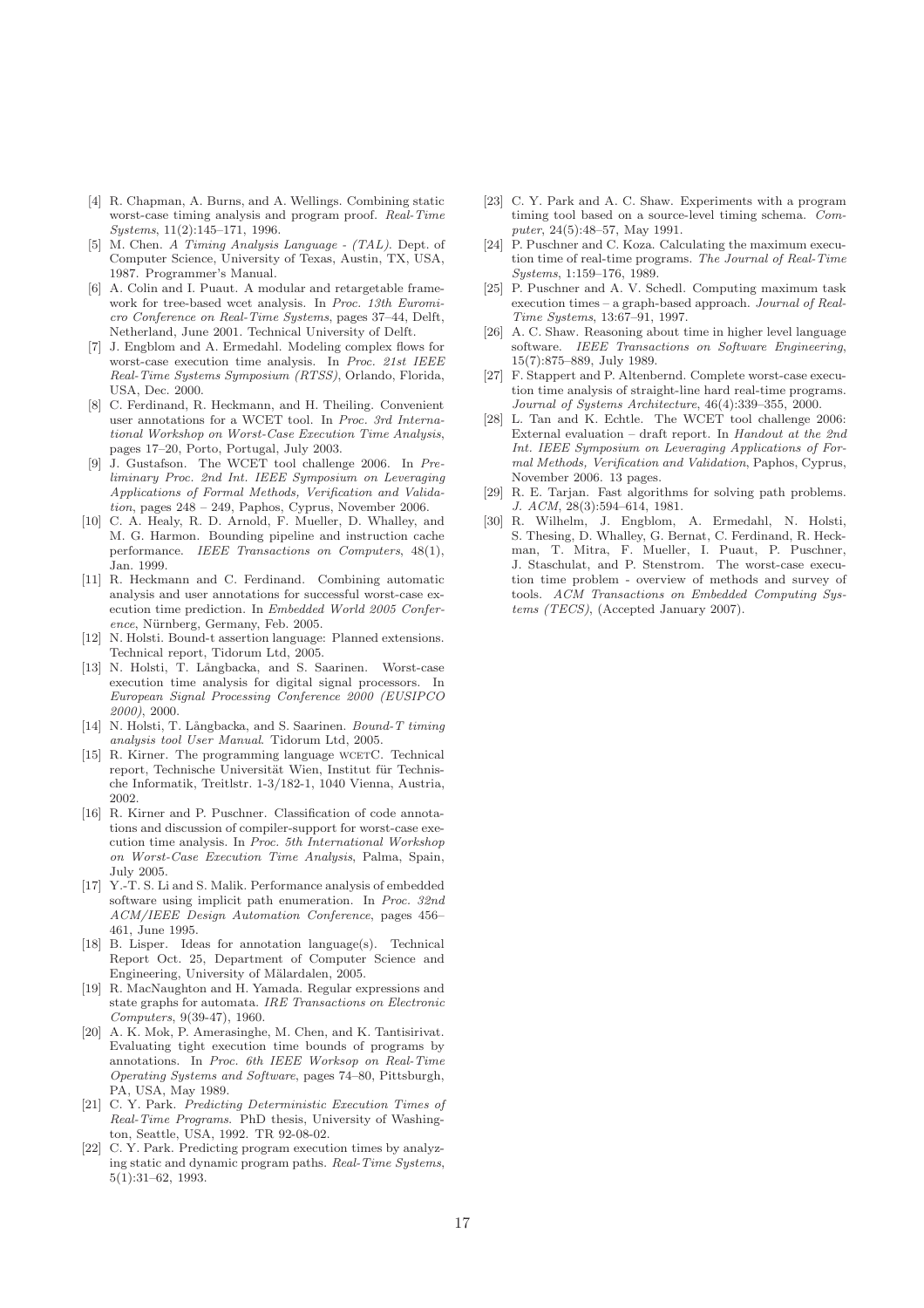[4] R. Chapman, A. Burns, and A. Wellings. Combining static worst-case timing analysis and program proof. *Real-Time Systems*, 11(2):145–171, 1996.

[5] M. Chen. *A Timing Analysis Language - (TAL)*. Dept. of Computer Science, University of Texas, Austin, TX, USA, 1987. Programmer's Manual.

[6] A. Colin and I. Puaut. A modular and retargetable framework for tree-based wcet analysis. In *Proc. 13th Euromicro Conference on Real-Time Systems*, pages 37–44, Delft, Netherland, June 2001. Technical University of Delft.

[7] J. Engblom and A. Ermedahl. Modeling complex flows for worst-case execution time analysis. In *Proc. 21st IEEE Real-Time Systems Symposium (RTSS)*, Orlando, Florida, USA, Dec. 2000.

[8] C. Ferdinand, R. Heckmann, and H. Theiling. Convenient user annotations for a WCET tool. In *Proc. 3rd International Workshop on Worst-Case Execution Time Analysis*, pages 17–20, Porto, Portugal, July 2003.

[9] J. Gustafson. The WCET tool challenge 2006. In *Preliminary Proc. 2nd Int. IEEE Symposium on Leveraging Applications of Formal Methods, Verification and Validation*, pages 248 – 249, Paphos, Cyprus, November 2006.

[10] C. A. Healy, R. D. Arnold, F. Mueller, D. Whalley, and M. G. Harmon. Bounding pipeline and instruction cache performance. *IEEE Transactions on Computers*, 48(1), Jan. 1999.

[11] R. Heckmann and C. Ferdinand. Combining automatic analysis and user annotations for successful worst-case execution time prediction. In *Embedded World 2005 Conference*, Nürnberg, Germany, Feb. 2005.

[12] N. Holsti. Bound-t assertion language: Planned extensions. Technical report, Tidorum Ltd, 2005.

[13] N. Holsti, T. Långbacka, and S. Saarinen. Worst-case execution time analysis for digital signal processors. In *European Signal Processing Conference 2000 (EUSIPCO 2000)*, 2000.

[14] N. Holsti, T. Långbacka, and S. Saarinen. *Bound-T timing analysis tool User Manual*. Tidorum Ltd, 2005.

[15] R. Kirner. The programming language WCETC. Technical report, Technische Universität Wien, Institut für Technische Informatik, Treitlstr. 1-3/182-1, 1040 Vienna, Austria, 2002.

[16] R. Kirner and P. Puschner. Classification of code annotations and discussion of compiler-support for worst-case execution time analysis. In *Proc. 5th International Workshop on Worst-Case Execution Time Analysis*, Palma, Spain, July 2005.

[17] Y.-T. S. Li and S. Malik. Performance analysis of embedded software using implicit path enumeration. In *Proc. 32nd ACM/IEEE Design Automation Conference*, pages 456–461, June 1995.

[18] B. Lisper. Ideas for annotation language(s). Technical Report Oct. 25, Department of Computer Science and Engineering, University of Mälardalen, 2005.

[19] R. MacNaughton and H. Yamada. Regular expressions and state graphs for automata. *IRE Transactions on Electronic Computers*, 9(39-47), 1960.

[20] A. K. Mok, P. Amerasinghe, M. Chen, and K. Tantisirivat. Evaluating tight execution time bounds of programs by annotations. In *Proc. 6th IEEE Worksop on Real-Time Operating Systems and Software*, pages 74–80, Pittsburgh, PA, USA, May 1989.

[21] C. Y. Park. *Predicting Deterministic Execution Times of Real-Time Programs*. PhD thesis, University of Washington, Seattle, USA, 1992. TR 92-08-02.

[22] C. Y. Park. Predicting program execution times by analyzing static and dynamic program paths. *Real-Time Systems*, 5(1):31–62, 1993.

[23] C. Y. Park and A. C. Shaw. Experiments with a program timing tool based on a source-level timing schema. *Computer*, 24(5):48–57, May 1991.

[24] P. Puschner and C. Koza. Calculating the maximum execution time of real-time programs. *The Journal of Real-Time Systems*, 1:159–176, 1989.

[25] P. Puschner and A. V. Schedl. Computing maximum task execution times – a graph-based approach. *Journal of Real-Time Systems*, 13:67–91, 1997.

[26] A. C. Shaw. Reasoning about time in higher level language software. *IEEE Transactions on Software Engineering*, 15(7):875–889, July 1989.

[27] F. Stappert and P. Altenbernd. Complete worst-case execution time analysis of straight-line hard real-time programs. *Journal of Systems Architecture*, 46(4):339–355, 2000.

[28] L. Tan and K. Echtle. The WCET tool challenge 2006: External evaluation – draft report. In *Handout at the 2nd Int. IEEE Symposium on Leveraging Applications of Formal Methods, Verification and Validation*, Paphos, Cyprus, November 2006. 13 pages.

[29] R. E. Tarjan. Fast algorithms for solving path problems. *J. ACM*, 28(3):594–614, 1981.

[30] R. Wilhelm, J. Engblom, A. Ermedahl, N. Holsti, S. Thesing, D. Whalley, G. Bernat, C. Ferdinand, R. Heckman, T. Mitra, F. Mueller, I. Puaut, P. Puschner, J. Staschulat, and P. Stenstrom. The worst-case execution time problem - overview of methods and survey of tools. *ACM Transactions on Embedded Computing Systems (TECS)*, (Accepted January 2007).